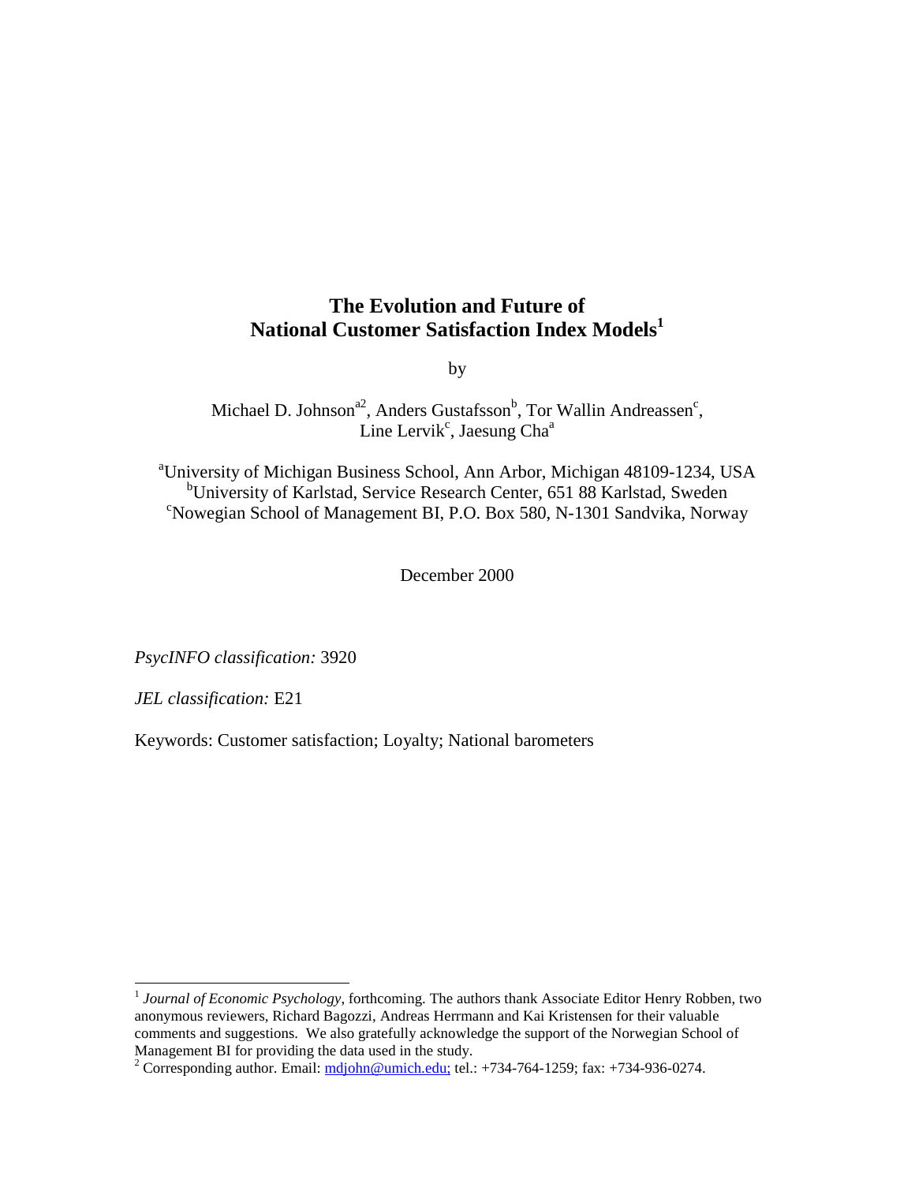# The Evolution and Future of National Customer Satisfaction Index Models[1]

by

Michael D. Johnson[a2], Anders Gustafsson[b], Tor Wallin Andreassen[c], Line Lervik[c], Jaesung Cha[a]

[a]University of Michigan Business School, Ann Arbor, Michigan 48109-1234, USA
[b]University of Karlstad, Service Research Center, 651 88 Karlstad, Sweden
[c]Nowegian School of Management BI, P.O. Box 580, N-1301 Sandvika, Norway

December 2000

*PsycINFO classification:* 3920

*JEL classification:* E21

Keywords: Customer satisfaction; Loyalty; National barometers

---

[1] *Journal of Economic Psychology*, forthcoming. The authors thank Associate Editor Henry Robben, two anonymous reviewers, Richard Bagozzi, Andreas Herrmann and Kai Kristensen for their valuable comments and suggestions. We also gratefully acknowledge the support of the Norwegian School of Management BI for providing the data used in the study.

[2] Corresponding author. Email: mdjohn@umich.edu; tel.: +734-764-1259; fax: +734-936-0274.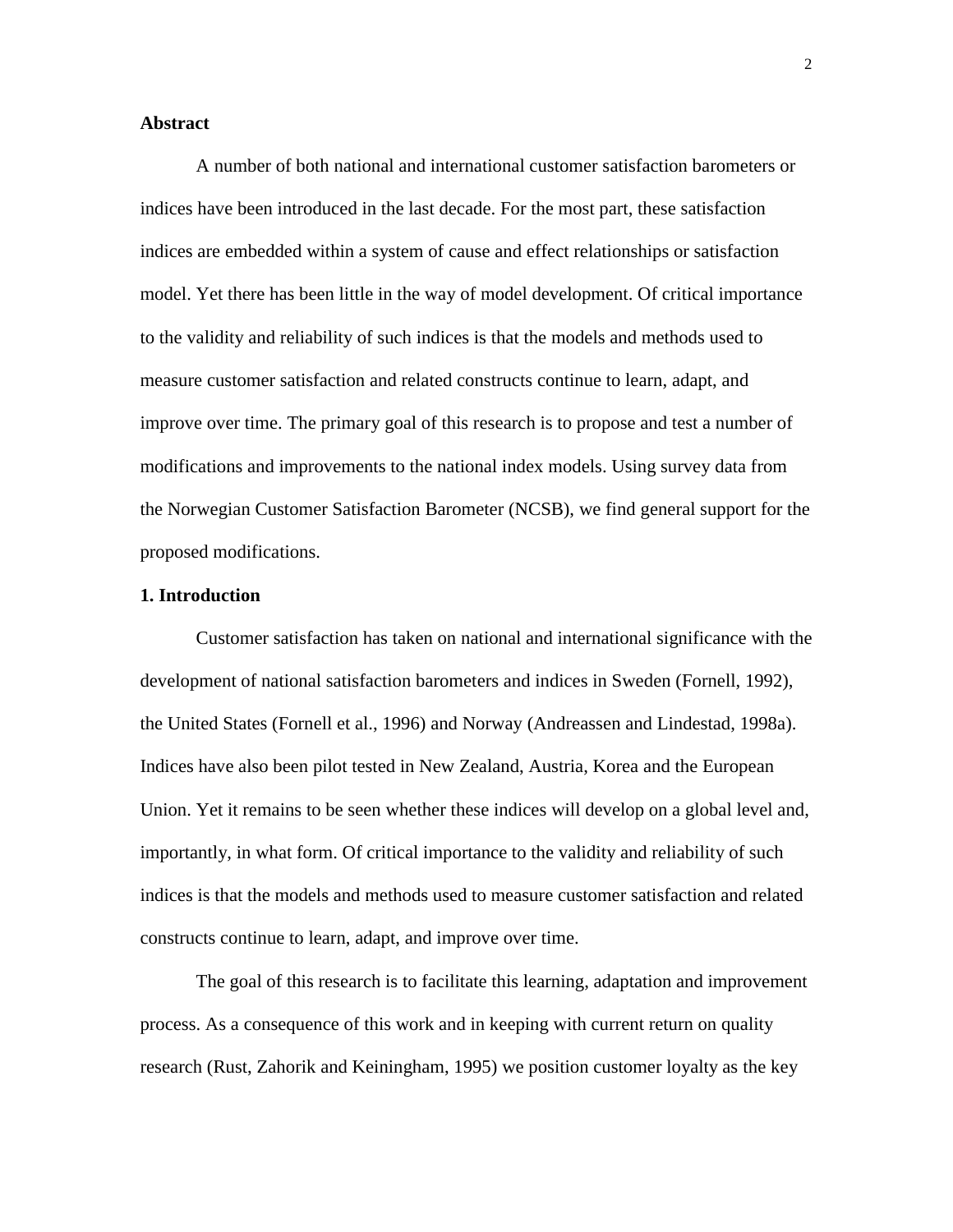## Abstract

A number of both national and international customer satisfaction barometers or indices have been introduced in the last decade. For the most part, these satisfaction indices are embedded within a system of cause and effect relationships or satisfaction model. Yet there has been little in the way of model development. Of critical importance to the validity and reliability of such indices is that the models and methods used to measure customer satisfaction and related constructs continue to learn, adapt, and improve over time. The primary goal of this research is to propose and test a number of modifications and improvements to the national index models. Using survey data from the Norwegian Customer Satisfaction Barometer (NCSB), we find general support for the proposed modifications.

## 1. Introduction

Customer satisfaction has taken on national and international significance with the development of national satisfaction barometers and indices in Sweden (Fornell, 1992), the United States (Fornell et al., 1996) and Norway (Andreassen and Lindestad, 1998a). Indices have also been pilot tested in New Zealand, Austria, Korea and the European Union. Yet it remains to be seen whether these indices will develop on a global level and, importantly, in what form. Of critical importance to the validity and reliability of such indices is that the models and methods used to measure customer satisfaction and related constructs continue to learn, adapt, and improve over time.

The goal of this research is to facilitate this learning, adaptation and improvement process. As a consequence of this work and in keeping with current return on quality research (Rust, Zahorik and Keiningham, 1995) we position customer loyalty as the key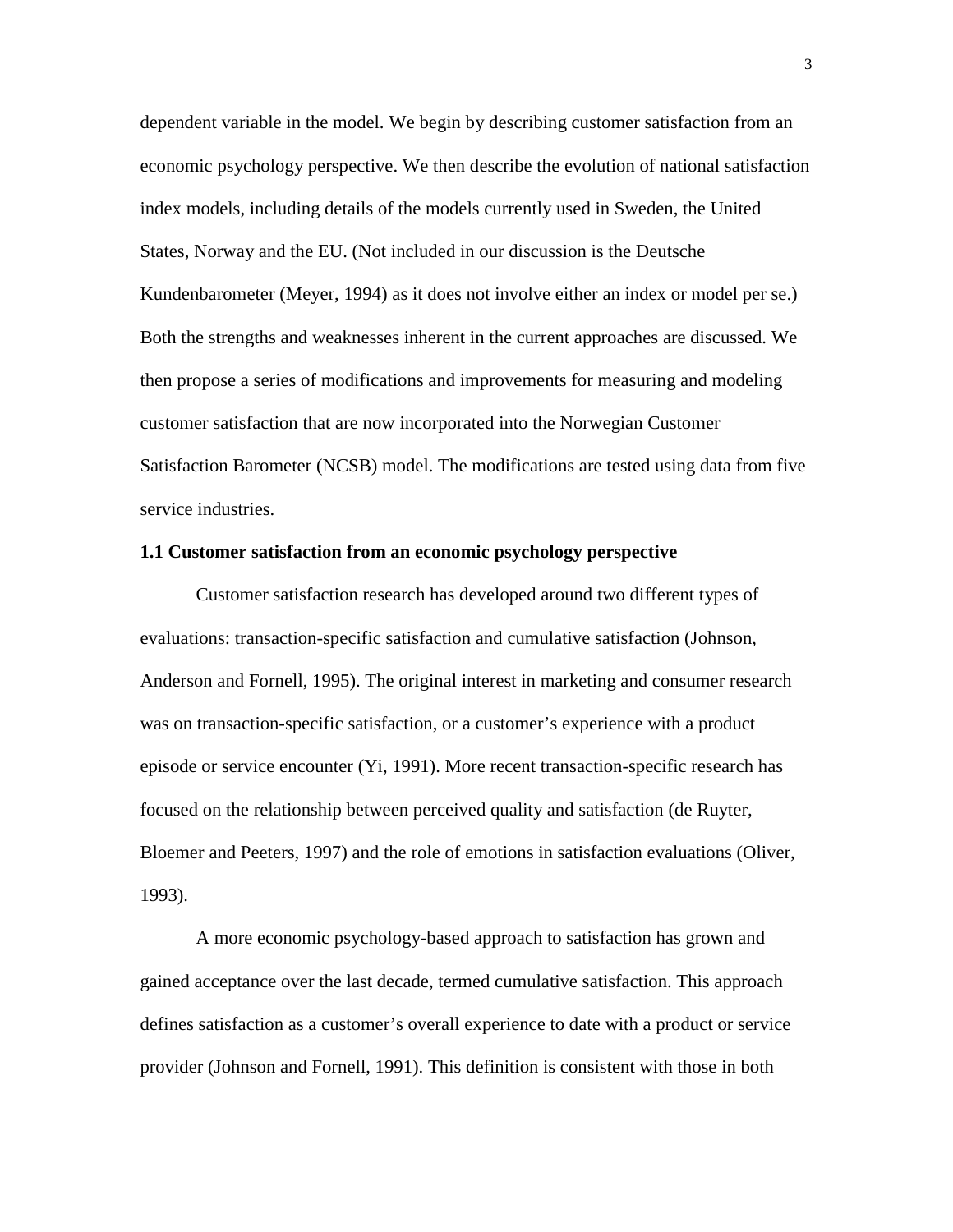dependent variable in the model. We begin by describing customer satisfaction from an economic psychology perspective. We then describe the evolution of national satisfaction index models, including details of the models currently used in Sweden, the United States, Norway and the EU. (Not included in our discussion is the Deutsche Kundenbarometer (Meyer, 1994) as it does not involve either an index or model per se.) Both the strengths and weaknesses inherent in the current approaches are discussed. We then propose a series of modifications and improvements for measuring and modeling customer satisfaction that are now incorporated into the Norwegian Customer Satisfaction Barometer (NCSB) model. The modifications are tested using data from five service industries.

### 1.1 Customer satisfaction from an economic psychology perspective

Customer satisfaction research has developed around two different types of evaluations: transaction-specific satisfaction and cumulative satisfaction (Johnson, Anderson and Fornell, 1995). The original interest in marketing and consumer research was on transaction-specific satisfaction, or a customer's experience with a product episode or service encounter (Yi, 1991). More recent transaction-specific research has focused on the relationship between perceived quality and satisfaction (de Ruyter, Bloemer and Peeters, 1997) and the role of emotions in satisfaction evaluations (Oliver, 1993).

A more economic psychology-based approach to satisfaction has grown and gained acceptance over the last decade, termed cumulative satisfaction. This approach defines satisfaction as a customer's overall experience to date with a product or service provider (Johnson and Fornell, 1991). This definition is consistent with those in both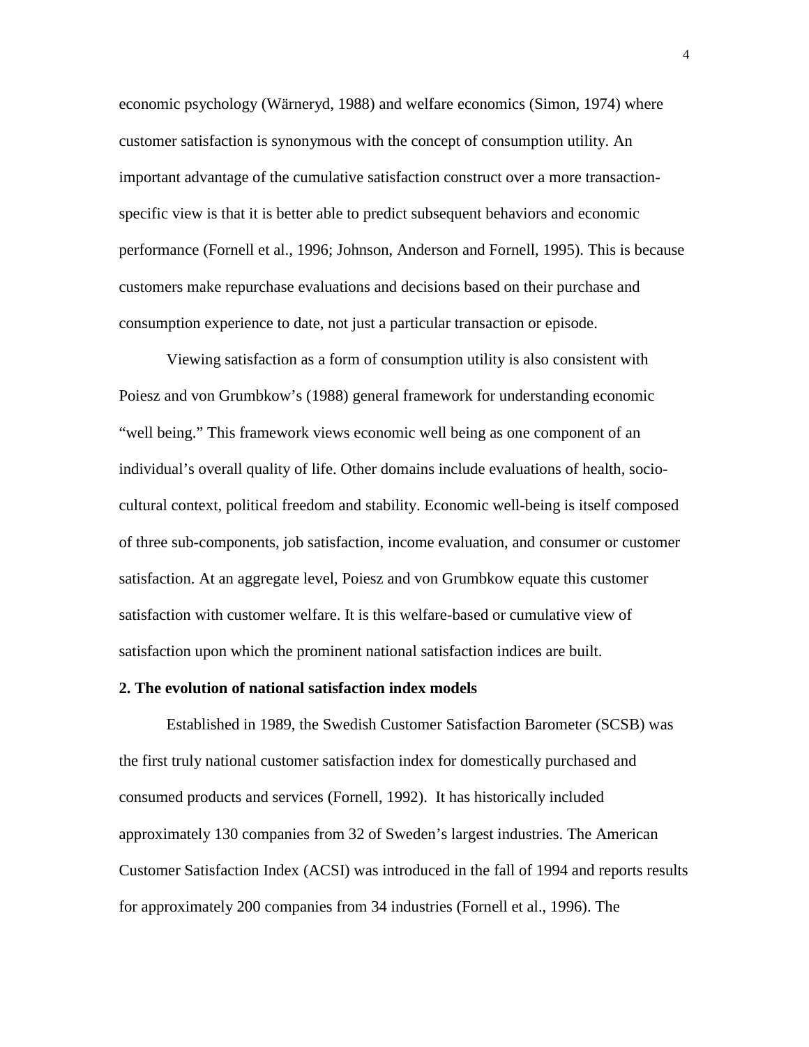economic psychology (Wärneryd, 1988) and welfare economics (Simon, 1974) where customer satisfaction is synonymous with the concept of consumption utility. An important advantage of the cumulative satisfaction construct over a more transaction-specific view is that it is better able to predict subsequent behaviors and economic performance (Fornell et al., 1996; Johnson, Anderson and Fornell, 1995). This is because customers make repurchase evaluations and decisions based on their purchase and consumption experience to date, not just a particular transaction or episode.

Viewing satisfaction as a form of consumption utility is also consistent with Poiesz and von Grumbkow's (1988) general framework for understanding economic "well being." This framework views economic well being as one component of an individual's overall quality of life. Other domains include evaluations of health, socio-cultural context, political freedom and stability. Economic well-being is itself composed of three sub-components, job satisfaction, income evaluation, and consumer or customer satisfaction. At an aggregate level, Poiesz and von Grumbkow equate this customer satisfaction with customer welfare. It is this welfare-based or cumulative view of satisfaction upon which the prominent national satisfaction indices are built.

## 2. The evolution of national satisfaction index models

Established in 1989, the Swedish Customer Satisfaction Barometer (SCSB) was the first truly national customer satisfaction index for domestically purchased and consumed products and services (Fornell, 1992). It has historically included approximately 130 companies from 32 of Sweden's largest industries. The American Customer Satisfaction Index (ACSI) was introduced in the fall of 1994 and reports results for approximately 200 companies from 34 industries (Fornell et al., 1996). The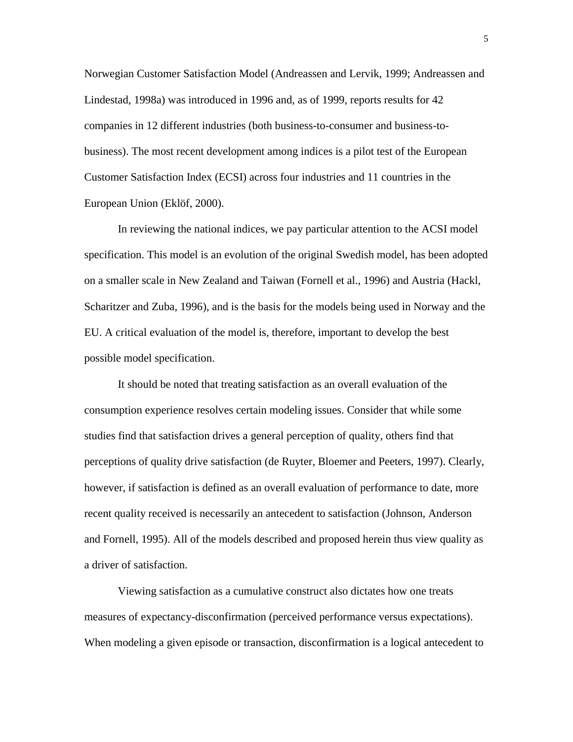Norwegian Customer Satisfaction Model (Andreassen and Lervik, 1999; Andreassen and Lindestad, 1998a) was introduced in 1996 and, as of 1999, reports results for 42 companies in 12 different industries (both business-to-consumer and business-to-business). The most recent development among indices is a pilot test of the European Customer Satisfaction Index (ECSI) across four industries and 11 countries in the European Union (Eklöf, 2000).

In reviewing the national indices, we pay particular attention to the ACSI model specification. This model is an evolution of the original Swedish model, has been adopted on a smaller scale in New Zealand and Taiwan (Fornell et al., 1996) and Austria (Hackl, Scharitzer and Zuba, 1996), and is the basis for the models being used in Norway and the EU. A critical evaluation of the model is, therefore, important to develop the best possible model specification.

It should be noted that treating satisfaction as an overall evaluation of the consumption experience resolves certain modeling issues. Consider that while some studies find that satisfaction drives a general perception of quality, others find that perceptions of quality drive satisfaction (de Ruyter, Bloemer and Peeters, 1997). Clearly, however, if satisfaction is defined as an overall evaluation of performance to date, more recent quality received is necessarily an antecedent to satisfaction (Johnson, Anderson and Fornell, 1995). All of the models described and proposed herein thus view quality as a driver of satisfaction.

Viewing satisfaction as a cumulative construct also dictates how one treats measures of expectancy-disconfirmation (perceived performance versus expectations). When modeling a given episode or transaction, disconfirmation is a logical antecedent to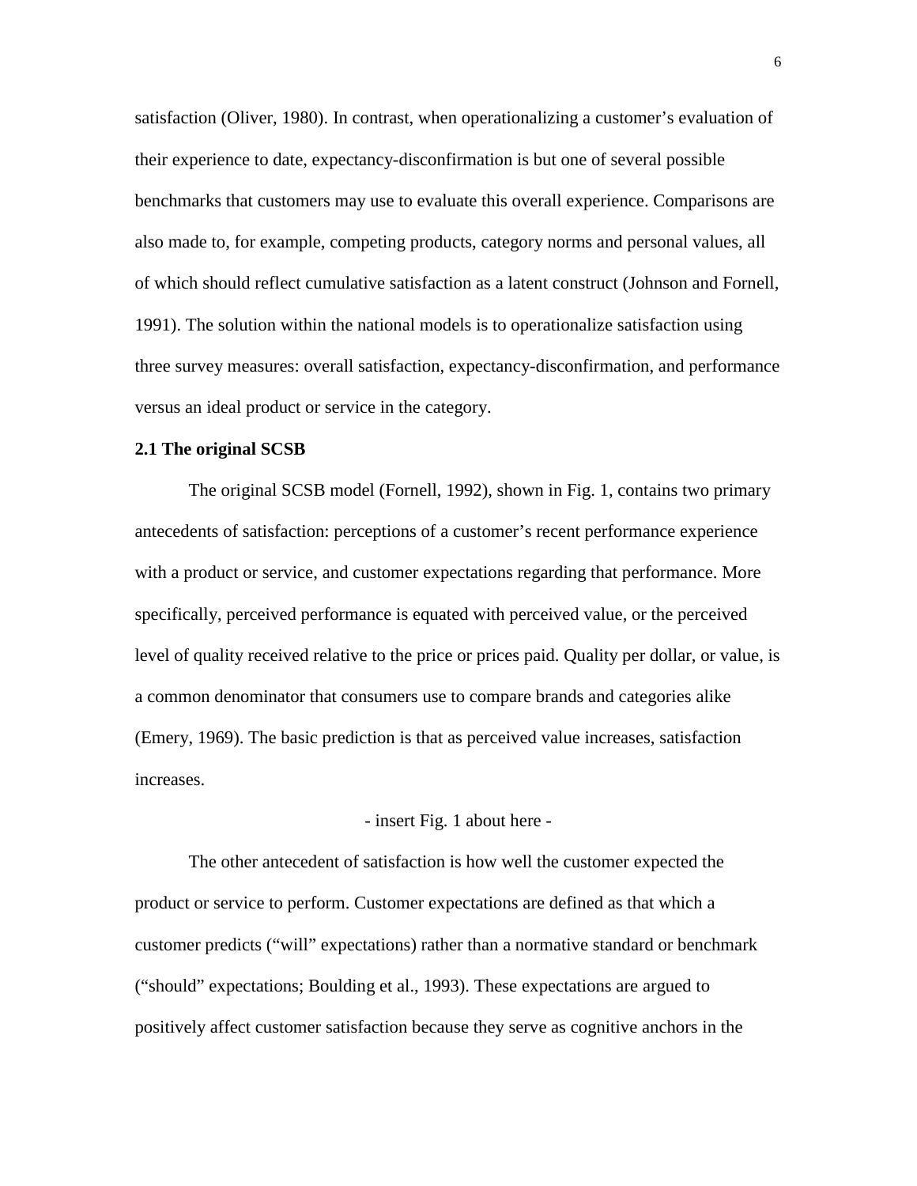satisfaction (Oliver, 1980). In contrast, when operationalizing a customer's evaluation of their experience to date, expectancy-disconfirmation is but one of several possible benchmarks that customers may use to evaluate this overall experience. Comparisons are also made to, for example, competing products, category norms and personal values, all of which should reflect cumulative satisfaction as a latent construct (Johnson and Fornell, 1991). The solution within the national models is to operationalize satisfaction using three survey measures: overall satisfaction, expectancy-disconfirmation, and performance versus an ideal product or service in the category.

### 2.1 The original SCSB

The original SCSB model (Fornell, 1992), shown in Fig. 1, contains two primary antecedents of satisfaction: perceptions of a customer's recent performance experience with a product or service, and customer expectations regarding that performance. More specifically, perceived performance is equated with perceived value, or the perceived level of quality received relative to the price or prices paid. Quality per dollar, or value, is a common denominator that consumers use to compare brands and categories alike (Emery, 1969). The basic prediction is that as perceived value increases, satisfaction increases.

- insert Fig. 1 about here -

The other antecedent of satisfaction is how well the customer expected the product or service to perform. Customer expectations are defined as that which a customer predicts ("will" expectations) rather than a normative standard or benchmark ("should" expectations; Boulding et al., 1993). These expectations are argued to positively affect customer satisfaction because they serve as cognitive anchors in the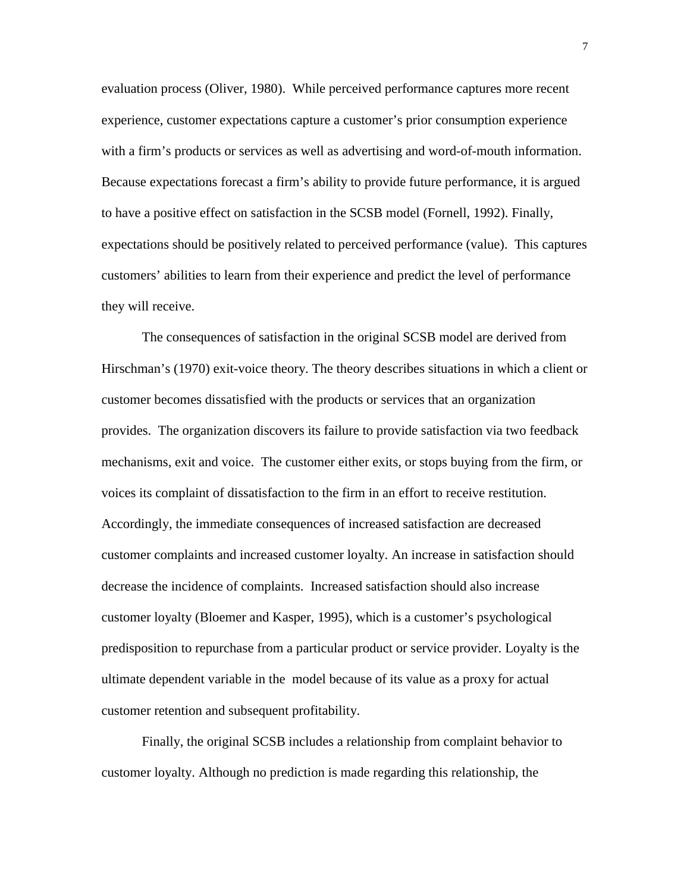evaluation process (Oliver, 1980). While perceived performance captures more recent experience, customer expectations capture a customer's prior consumption experience with a firm's products or services as well as advertising and word-of-mouth information. Because expectations forecast a firm's ability to provide future performance, it is argued to have a positive effect on satisfaction in the SCSB model (Fornell, 1992). Finally, expectations should be positively related to perceived performance (value). This captures customers' abilities to learn from their experience and predict the level of performance they will receive.

The consequences of satisfaction in the original SCSB model are derived from Hirschman's (1970) exit-voice theory. The theory describes situations in which a client or customer becomes dissatisfied with the products or services that an organization provides. The organization discovers its failure to provide satisfaction via two feedback mechanisms, exit and voice. The customer either exits, or stops buying from the firm, or voices its complaint of dissatisfaction to the firm in an effort to receive restitution. Accordingly, the immediate consequences of increased satisfaction are decreased customer complaints and increased customer loyalty. An increase in satisfaction should decrease the incidence of complaints. Increased satisfaction should also increase customer loyalty (Bloemer and Kasper, 1995), which is a customer's psychological predisposition to repurchase from a particular product or service provider. Loyalty is the ultimate dependent variable in the model because of its value as a proxy for actual customer retention and subsequent profitability.

Finally, the original SCSB includes a relationship from complaint behavior to customer loyalty. Although no prediction is made regarding this relationship, the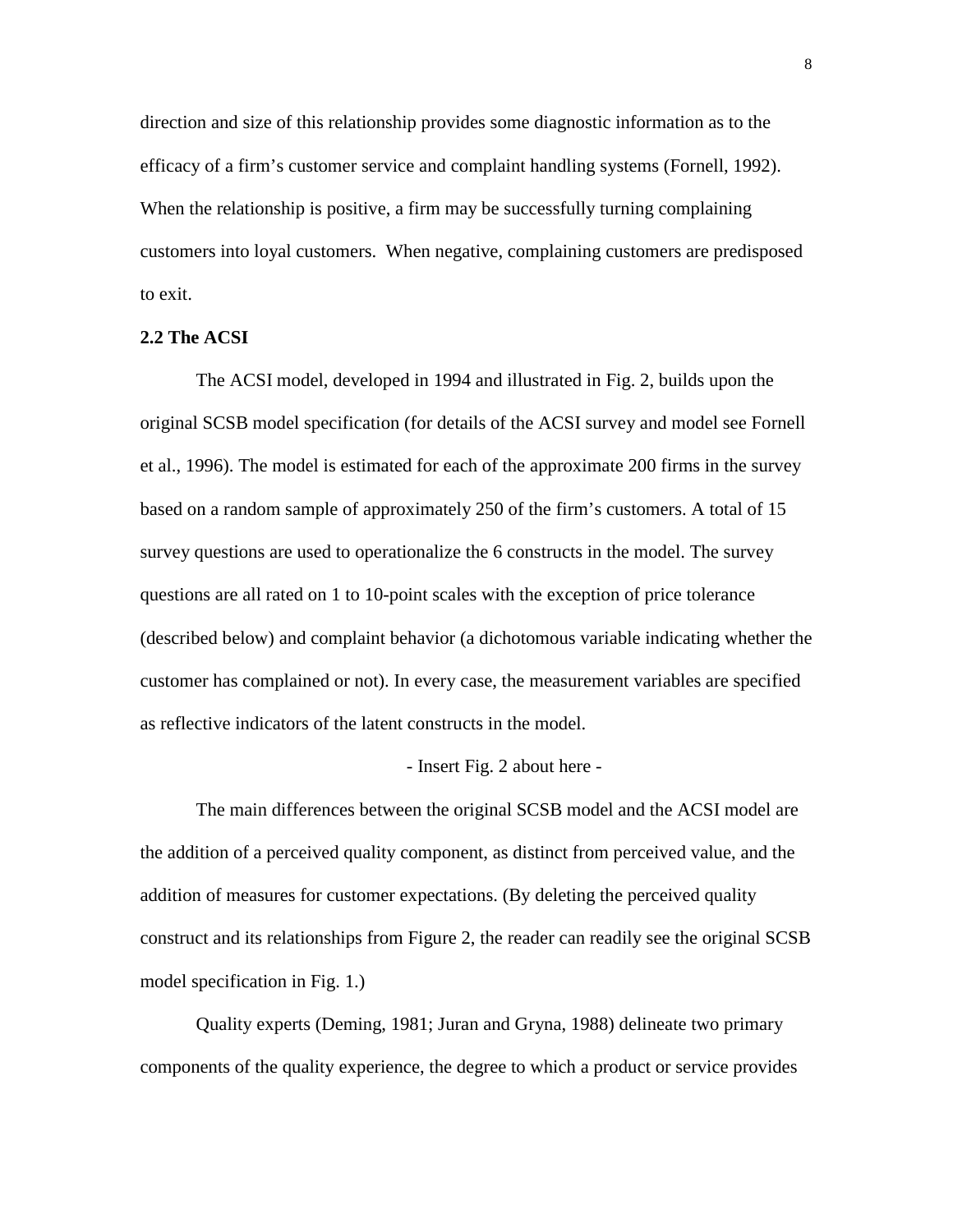direction and size of this relationship provides some diagnostic information as to the efficacy of a firm's customer service and complaint handling systems (Fornell, 1992). When the relationship is positive, a firm may be successfully turning complaining customers into loyal customers. When negative, complaining customers are predisposed to exit.

## 2.2 The ACSI

The ACSI model, developed in 1994 and illustrated in Fig. 2, builds upon the original SCSB model specification (for details of the ACSI survey and model see Fornell et al., 1996). The model is estimated for each of the approximate 200 firms in the survey based on a random sample of approximately 250 of the firm's customers. A total of 15 survey questions are used to operationalize the 6 constructs in the model. The survey questions are all rated on 1 to 10-point scales with the exception of price tolerance (described below) and complaint behavior (a dichotomous variable indicating whether the customer has complained or not). In every case, the measurement variables are specified as reflective indicators of the latent constructs in the model.

- Insert Fig. 2 about here -

The main differences between the original SCSB model and the ACSI model are the addition of a perceived quality component, as distinct from perceived value, and the addition of measures for customer expectations. (By deleting the perceived quality construct and its relationships from Figure 2, the reader can readily see the original SCSB model specification in Fig. 1.)

Quality experts (Deming, 1981; Juran and Gryna, 1988) delineate two primary components of the quality experience, the degree to which a product or service provides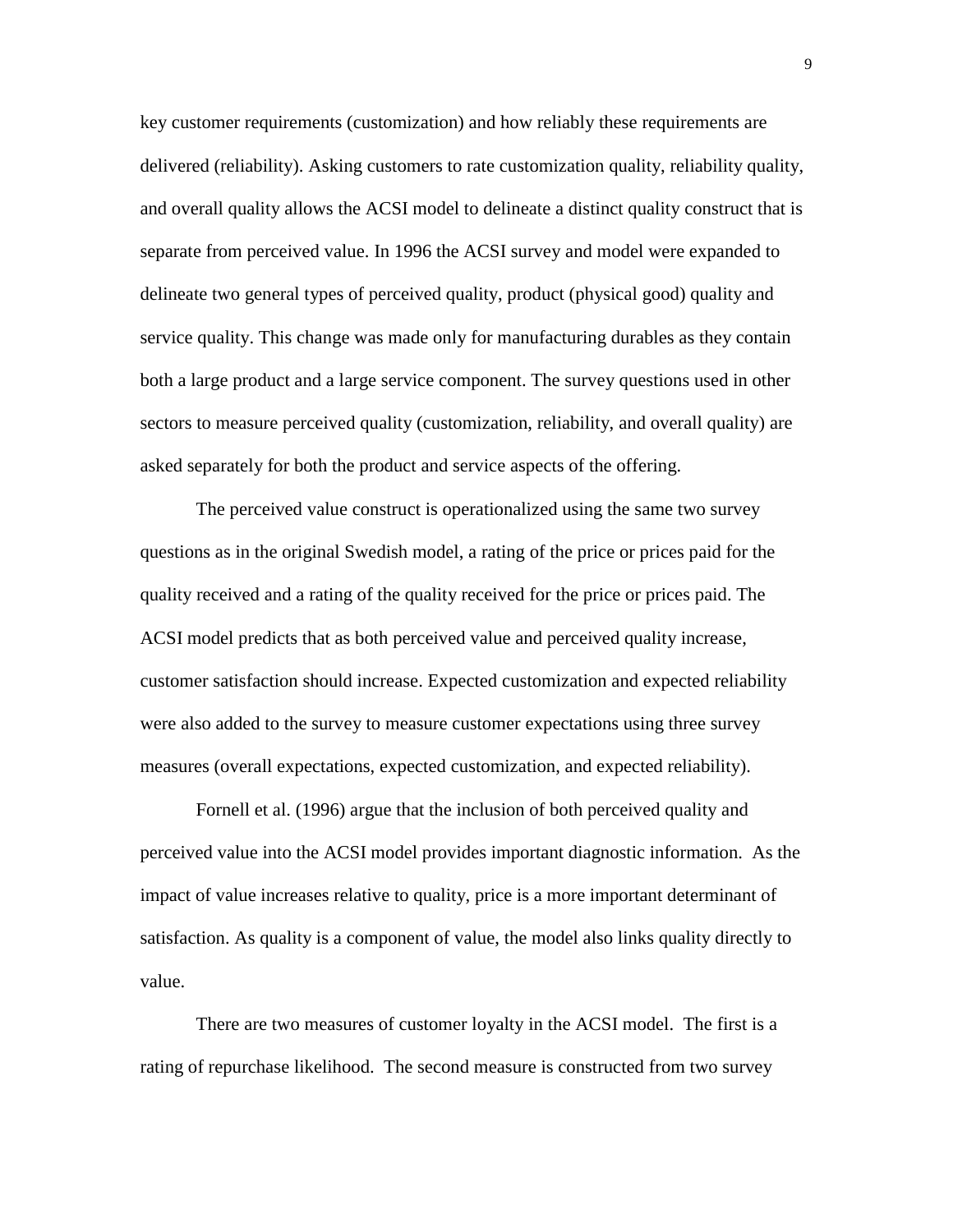key customer requirements (customization) and how reliably these requirements are delivered (reliability). Asking customers to rate customization quality, reliability quality, and overall quality allows the ACSI model to delineate a distinct quality construct that is separate from perceived value. In 1996 the ACSI survey and model were expanded to delineate two general types of perceived quality, product (physical good) quality and service quality. This change was made only for manufacturing durables as they contain both a large product and a large service component. The survey questions used in other sectors to measure perceived quality (customization, reliability, and overall quality) are asked separately for both the product and service aspects of the offering.

The perceived value construct is operationalized using the same two survey questions as in the original Swedish model, a rating of the price or prices paid for the quality received and a rating of the quality received for the price or prices paid. The ACSI model predicts that as both perceived value and perceived quality increase, customer satisfaction should increase. Expected customization and expected reliability were also added to the survey to measure customer expectations using three survey measures (overall expectations, expected customization, and expected reliability).

Fornell et al. (1996) argue that the inclusion of both perceived quality and perceived value into the ACSI model provides important diagnostic information. As the impact of value increases relative to quality, price is a more important determinant of satisfaction. As quality is a component of value, the model also links quality directly to value.

There are two measures of customer loyalty in the ACSI model. The first is a rating of repurchase likelihood. The second measure is constructed from two survey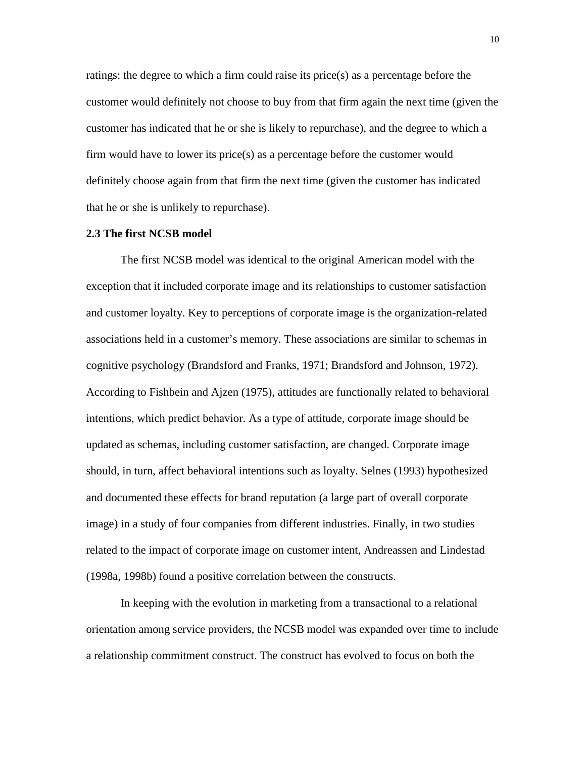ratings: the degree to which a firm could raise its price(s) as a percentage before the customer would definitely not choose to buy from that firm again the next time (given the customer has indicated that he or she is likely to repurchase), and the degree to which a firm would have to lower its price(s) as a percentage before the customer would definitely choose again from that firm the next time (given the customer has indicated that he or she is unlikely to repurchase).

### 2.3 The first NCSB model

The first NCSB model was identical to the original American model with the exception that it included corporate image and its relationships to customer satisfaction and customer loyalty. Key to perceptions of corporate image is the organization-related associations held in a customer's memory. These associations are similar to schemas in cognitive psychology (Brandsford and Franks, 1971; Brandsford and Johnson, 1972). According to Fishbein and Ajzen (1975), attitudes are functionally related to behavioral intentions, which predict behavior. As a type of attitude, corporate image should be updated as schemas, including customer satisfaction, are changed. Corporate image should, in turn, affect behavioral intentions such as loyalty. Selnes (1993) hypothesized and documented these effects for brand reputation (a large part of overall corporate image) in a study of four companies from different industries. Finally, in two studies related to the impact of corporate image on customer intent, Andreassen and Lindestad (1998a, 1998b) found a positive correlation between the constructs.

In keeping with the evolution in marketing from a transactional to a relational orientation among service providers, the NCSB model was expanded over time to include a relationship commitment construct. The construct has evolved to focus on both the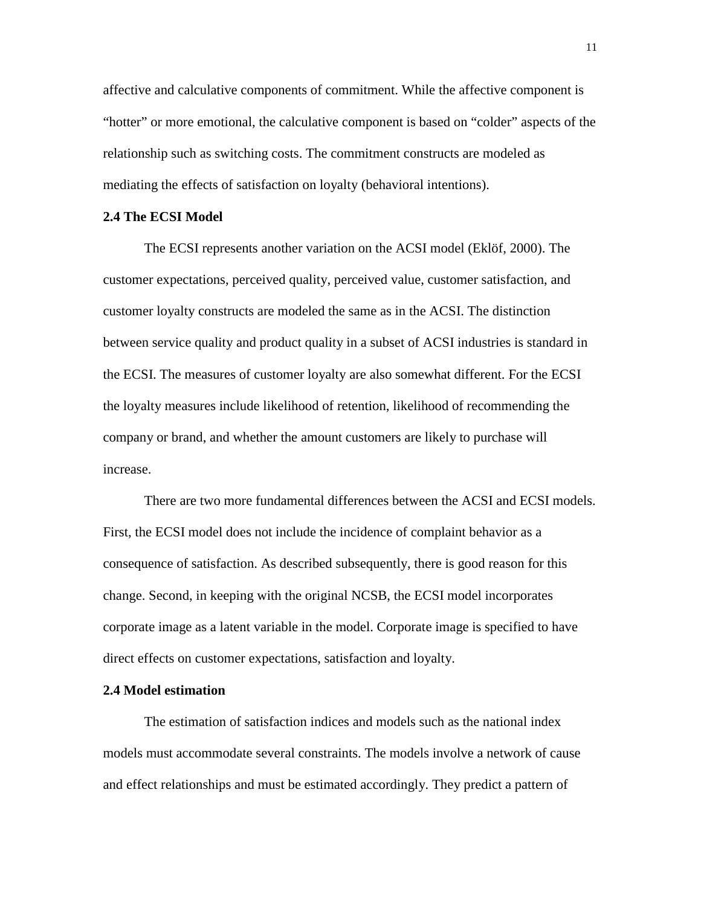affective and calculative components of commitment. While the affective component is "hotter" or more emotional, the calculative component is based on "colder" aspects of the relationship such as switching costs. The commitment constructs are modeled as mediating the effects of satisfaction on loyalty (behavioral intentions).

## 2.4 The ECSI Model

The ECSI represents another variation on the ACSI model (Eklöf, 2000). The customer expectations, perceived quality, perceived value, customer satisfaction, and customer loyalty constructs are modeled the same as in the ACSI. The distinction between service quality and product quality in a subset of ACSI industries is standard in the ECSI. The measures of customer loyalty are also somewhat different. For the ECSI the loyalty measures include likelihood of retention, likelihood of recommending the company or brand, and whether the amount customers are likely to purchase will increase.

There are two more fundamental differences between the ACSI and ECSI models. First, the ECSI model does not include the incidence of complaint behavior as a consequence of satisfaction. As described subsequently, there is good reason for this change. Second, in keeping with the original NCSB, the ECSI model incorporates corporate image as a latent variable in the model. Corporate image is specified to have direct effects on customer expectations, satisfaction and loyalty.

## 2.4 Model estimation

The estimation of satisfaction indices and models such as the national index models must accommodate several constraints. The models involve a network of cause and effect relationships and must be estimated accordingly. They predict a pattern of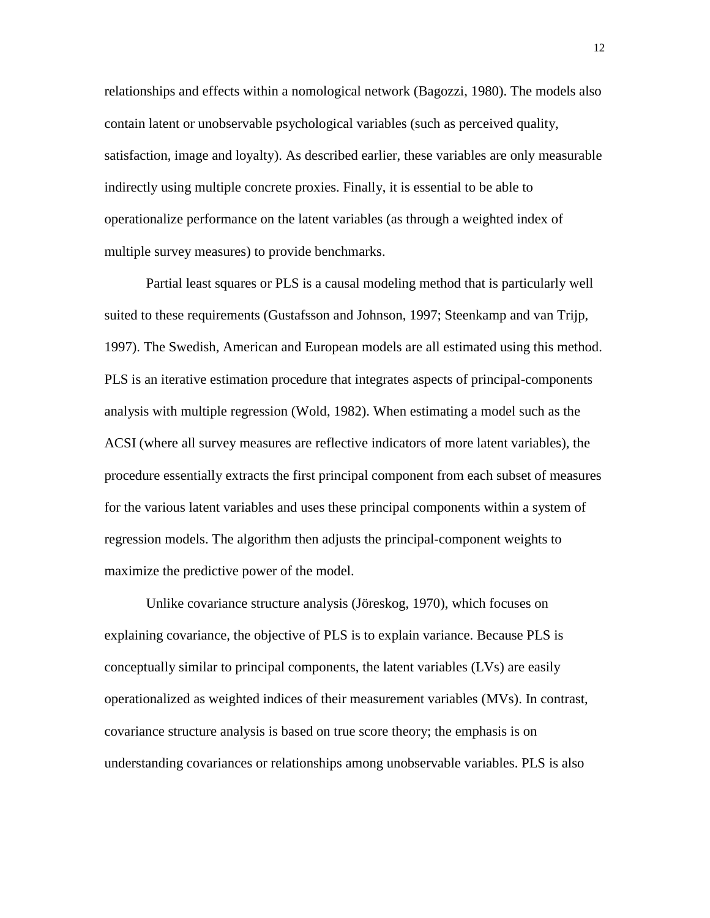relationships and effects within a nomological network (Bagozzi, 1980). The models also contain latent or unobservable psychological variables (such as perceived quality, satisfaction, image and loyalty). As described earlier, these variables are only measurable indirectly using multiple concrete proxies. Finally, it is essential to be able to operationalize performance on the latent variables (as through a weighted index of multiple survey measures) to provide benchmarks.

Partial least squares or PLS is a causal modeling method that is particularly well suited to these requirements (Gustafsson and Johnson, 1997; Steenkamp and van Trijp, 1997). The Swedish, American and European models are all estimated using this method. PLS is an iterative estimation procedure that integrates aspects of principal-components analysis with multiple regression (Wold, 1982). When estimating a model such as the ACSI (where all survey measures are reflective indicators of more latent variables), the procedure essentially extracts the first principal component from each subset of measures for the various latent variables and uses these principal components within a system of regression models. The algorithm then adjusts the principal-component weights to maximize the predictive power of the model.

Unlike covariance structure analysis (Jöreskog, 1970), which focuses on explaining covariance, the objective of PLS is to explain variance. Because PLS is conceptually similar to principal components, the latent variables (LVs) are easily operationalized as weighted indices of their measurement variables (MVs). In contrast, covariance structure analysis is based on true score theory; the emphasis is on understanding covariances or relationships among unobservable variables. PLS is also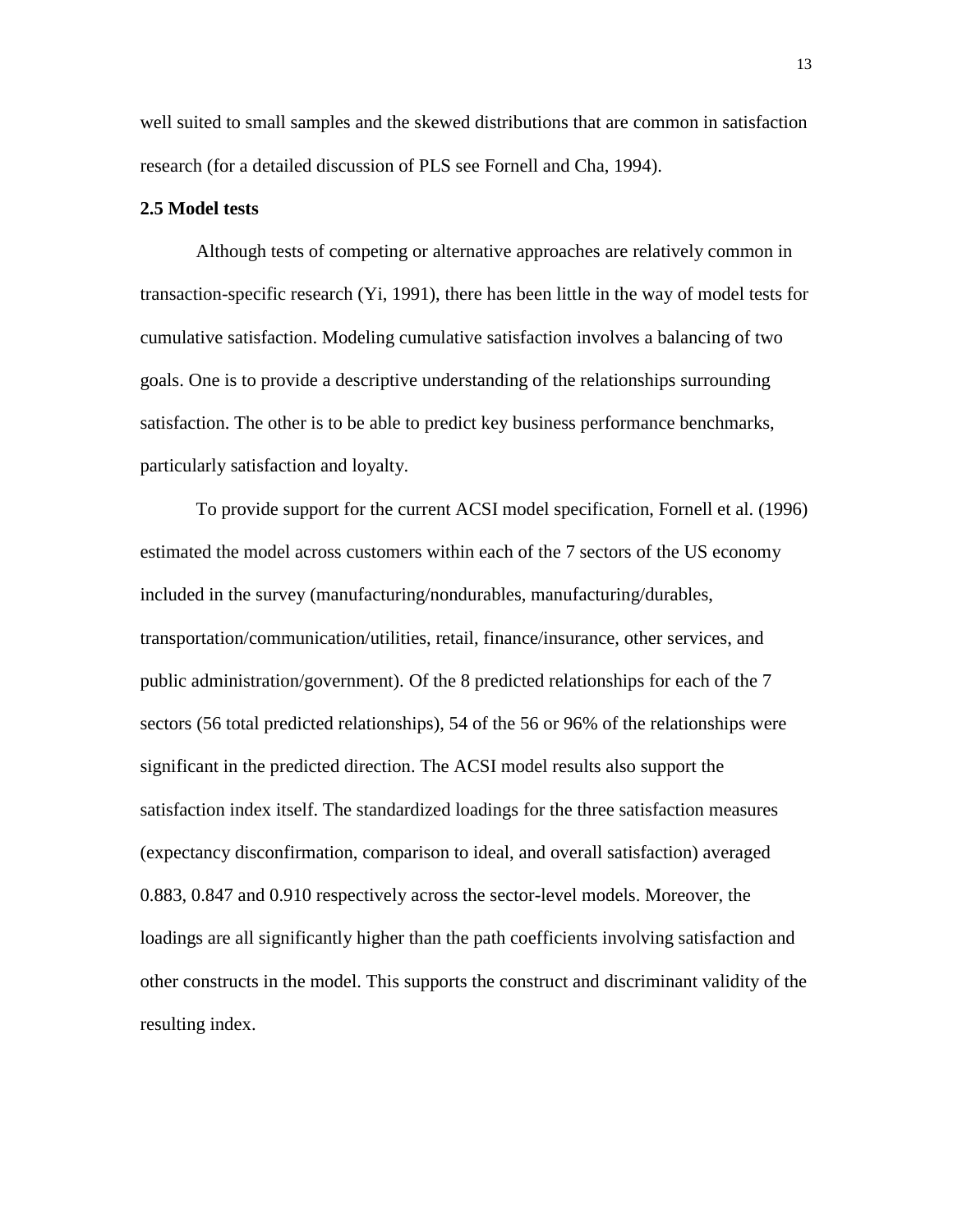well suited to small samples and the skewed distributions that are common in satisfaction research (for a detailed discussion of PLS see Fornell and Cha, 1994).

**2.5 Model tests**

Although tests of competing or alternative approaches are relatively common in transaction-specific research (Yi, 1991), there has been little in the way of model tests for cumulative satisfaction. Modeling cumulative satisfaction involves a balancing of two goals. One is to provide a descriptive understanding of the relationships surrounding satisfaction. The other is to be able to predict key business performance benchmarks, particularly satisfaction and loyalty.

To provide support for the current ACSI model specification, Fornell et al. (1996) estimated the model across customers within each of the 7 sectors of the US economy included in the survey (manufacturing/nondurables, manufacturing/durables, transportation/communication/utilities, retail, finance/insurance, other services, and public administration/government). Of the 8 predicted relationships for each of the 7 sectors (56 total predicted relationships), 54 of the 56 or 96% of the relationships were significant in the predicted direction. The ACSI model results also support the satisfaction index itself. The standardized loadings for the three satisfaction measures (expectancy disconfirmation, comparison to ideal, and overall satisfaction) averaged 0.883, 0.847 and 0.910 respectively across the sector-level models. Moreover, the loadings are all significantly higher than the path coefficients involving satisfaction and other constructs in the model. This supports the construct and discriminant validity of the resulting index.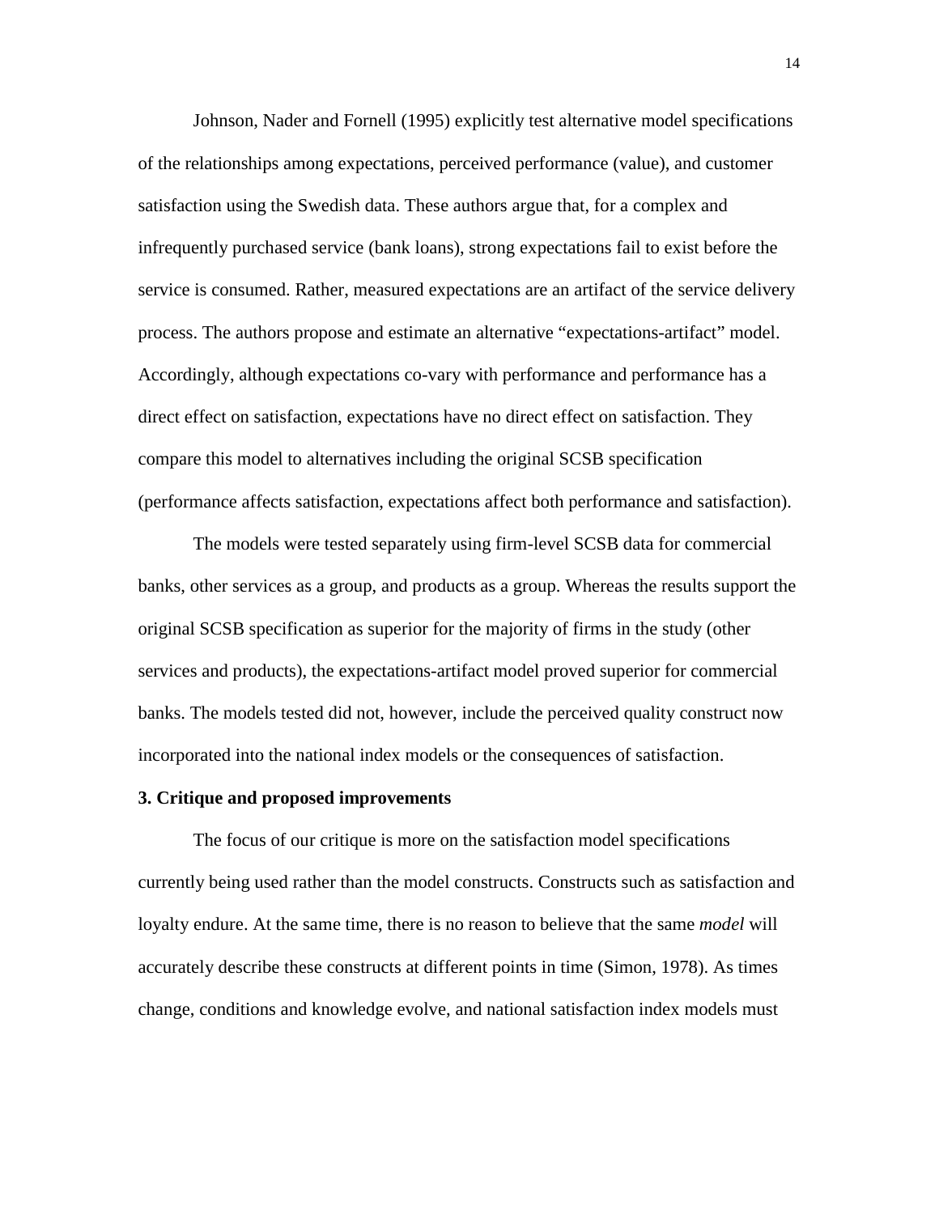Johnson, Nader and Fornell (1995) explicitly test alternative model specifications of the relationships among expectations, perceived performance (value), and customer satisfaction using the Swedish data. These authors argue that, for a complex and infrequently purchased service (bank loans), strong expectations fail to exist before the service is consumed. Rather, measured expectations are an artifact of the service delivery process. The authors propose and estimate an alternative "expectations-artifact" model. Accordingly, although expectations co-vary with performance and performance has a direct effect on satisfaction, expectations have no direct effect on satisfaction. They compare this model to alternatives including the original SCSB specification (performance affects satisfaction, expectations affect both performance and satisfaction).

The models were tested separately using firm-level SCSB data for commercial banks, other services as a group, and products as a group. Whereas the results support the original SCSB specification as superior for the majority of firms in the study (other services and products), the expectations-artifact model proved superior for commercial banks. The models tested did not, however, include the perceived quality construct now incorporated into the national index models or the consequences of satisfaction.

## 3. Critique and proposed improvements

The focus of our critique is more on the satisfaction model specifications currently being used rather than the model constructs. Constructs such as satisfaction and loyalty endure. At the same time, there is no reason to believe that the same *model* will accurately describe these constructs at different points in time (Simon, 1978). As times change, conditions and knowledge evolve, and national satisfaction index models must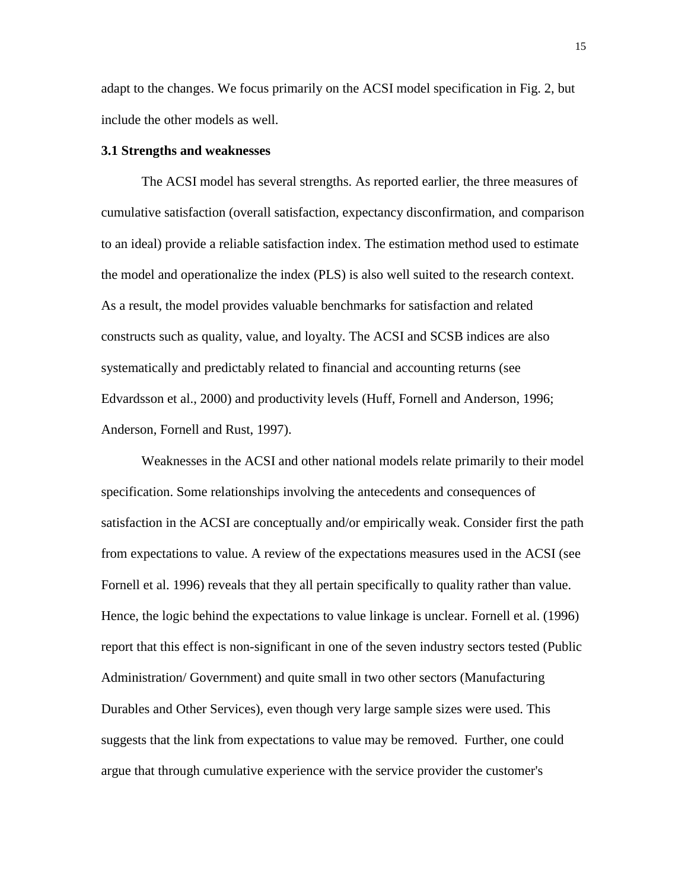adapt to the changes. We focus primarily on the ACSI model specification in Fig. 2, but include the other models as well.

### 3.1 Strengths and weaknesses

The ACSI model has several strengths. As reported earlier, the three measures of cumulative satisfaction (overall satisfaction, expectancy disconfirmation, and comparison to an ideal) provide a reliable satisfaction index. The estimation method used to estimate the model and operationalize the index (PLS) is also well suited to the research context. As a result, the model provides valuable benchmarks for satisfaction and related constructs such as quality, value, and loyalty. The ACSI and SCSB indices are also systematically and predictably related to financial and accounting returns (see Edvardsson et al., 2000) and productivity levels (Huff, Fornell and Anderson, 1996; Anderson, Fornell and Rust, 1997).

Weaknesses in the ACSI and other national models relate primarily to their model specification. Some relationships involving the antecedents and consequences of satisfaction in the ACSI are conceptually and/or empirically weak. Consider first the path from expectations to value. A review of the expectations measures used in the ACSI (see Fornell et al. 1996) reveals that they all pertain specifically to quality rather than value. Hence, the logic behind the expectations to value linkage is unclear. Fornell et al. (1996) report that this effect is non-significant in one of the seven industry sectors tested (Public Administration/ Government) and quite small in two other sectors (Manufacturing Durables and Other Services), even though very large sample sizes were used. This suggests that the link from expectations to value may be removed. Further, one could argue that through cumulative experience with the service provider the customer's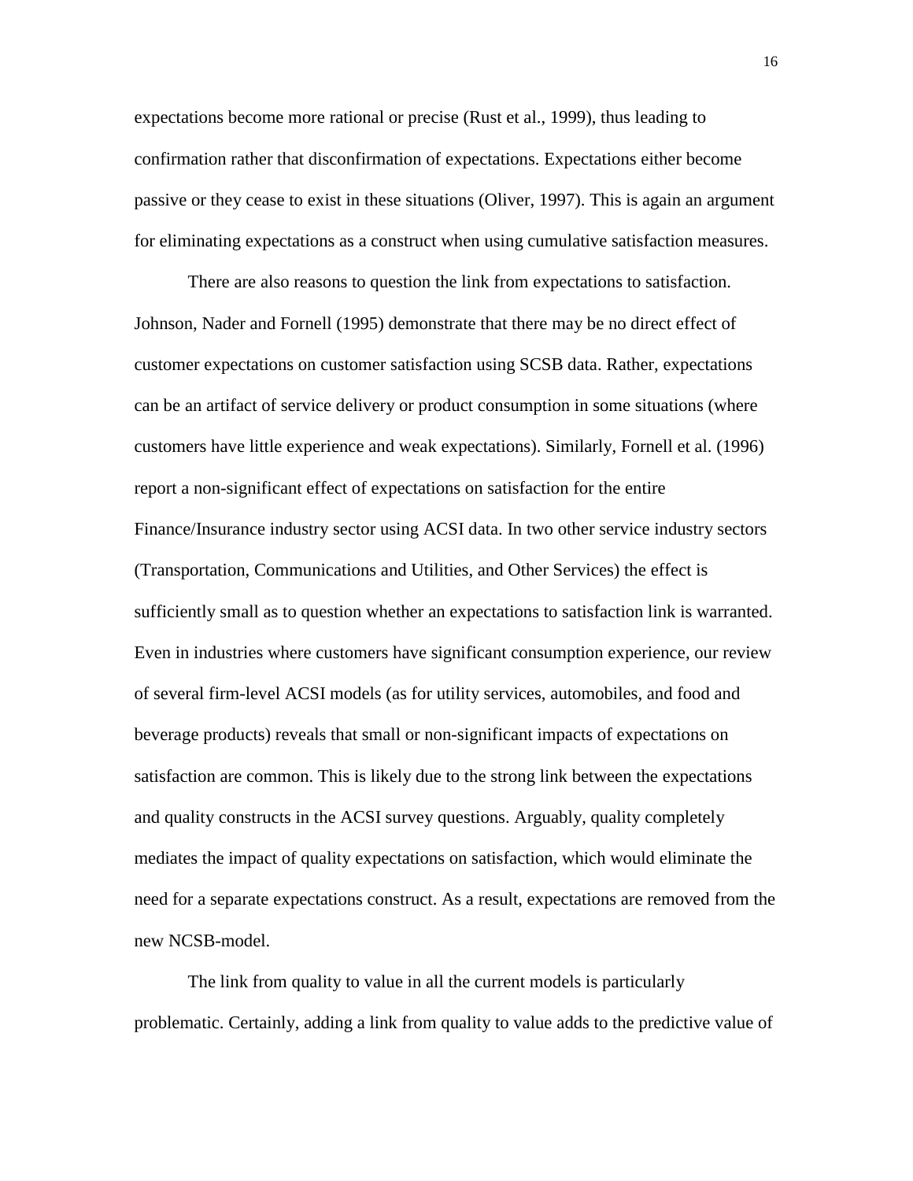expectations become more rational or precise (Rust et al., 1999), thus leading to confirmation rather that disconfirmation of expectations. Expectations either become passive or they cease to exist in these situations (Oliver, 1997). This is again an argument for eliminating expectations as a construct when using cumulative satisfaction measures.

There are also reasons to question the link from expectations to satisfaction. Johnson, Nader and Fornell (1995) demonstrate that there may be no direct effect of customer expectations on customer satisfaction using SCSB data. Rather, expectations can be an artifact of service delivery or product consumption in some situations (where customers have little experience and weak expectations). Similarly, Fornell et al. (1996) report a non-significant effect of expectations on satisfaction for the entire Finance/Insurance industry sector using ACSI data. In two other service industry sectors (Transportation, Communications and Utilities, and Other Services) the effect is sufficiently small as to question whether an expectations to satisfaction link is warranted. Even in industries where customers have significant consumption experience, our review of several firm-level ACSI models (as for utility services, automobiles, and food and beverage products) reveals that small or non-significant impacts of expectations on satisfaction are common. This is likely due to the strong link between the expectations and quality constructs in the ACSI survey questions. Arguably, quality completely mediates the impact of quality expectations on satisfaction, which would eliminate the need for a separate expectations construct. As a result, expectations are removed from the new NCSB-model.

The link from quality to value in all the current models is particularly problematic. Certainly, adding a link from quality to value adds to the predictive value of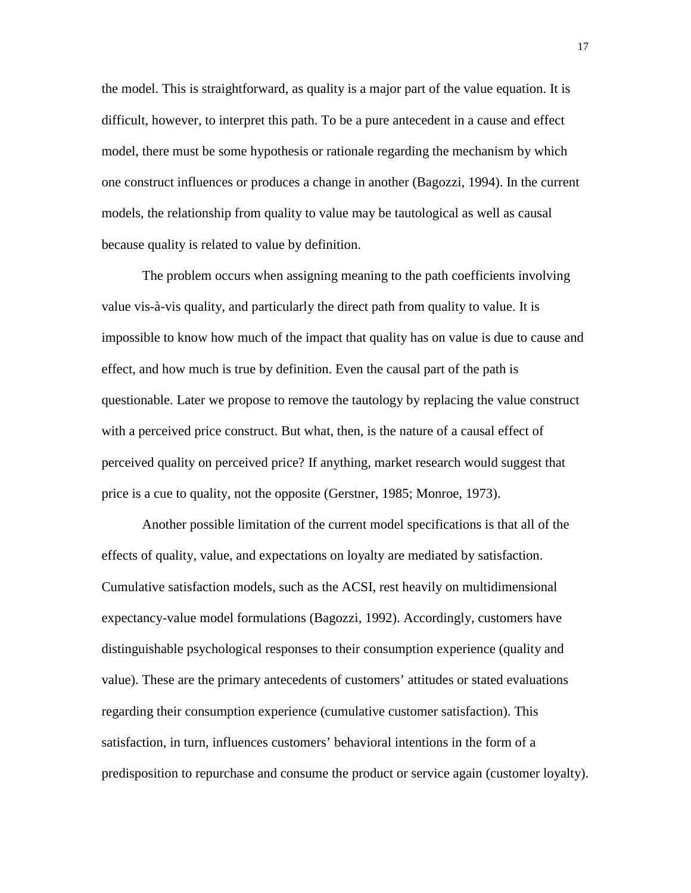the model. This is straightforward, as quality is a major part of the value equation. It is difficult, however, to interpret this path. To be a pure antecedent in a cause and effect model, there must be some hypothesis or rationale regarding the mechanism by which one construct influences or produces a change in another (Bagozzi, 1994). In the current models, the relationship from quality to value may be tautological as well as causal because quality is related to value by definition.

The problem occurs when assigning meaning to the path coefficients involving value vis-à-vis quality, and particularly the direct path from quality to value. It is impossible to know how much of the impact that quality has on value is due to cause and effect, and how much is true by definition. Even the causal part of the path is questionable. Later we propose to remove the tautology by replacing the value construct with a perceived price construct. But what, then, is the nature of a causal effect of perceived quality on perceived price? If anything, market research would suggest that price is a cue to quality, not the opposite (Gerstner, 1985; Monroe, 1973).

Another possible limitation of the current model specifications is that all of the effects of quality, value, and expectations on loyalty are mediated by satisfaction. Cumulative satisfaction models, such as the ACSI, rest heavily on multidimensional expectancy-value model formulations (Bagozzi, 1992). Accordingly, customers have distinguishable psychological responses to their consumption experience (quality and value). These are the primary antecedents of customers' attitudes or stated evaluations regarding their consumption experience (cumulative customer satisfaction). This satisfaction, in turn, influences customers' behavioral intentions in the form of a predisposition to repurchase and consume the product or service again (customer loyalty).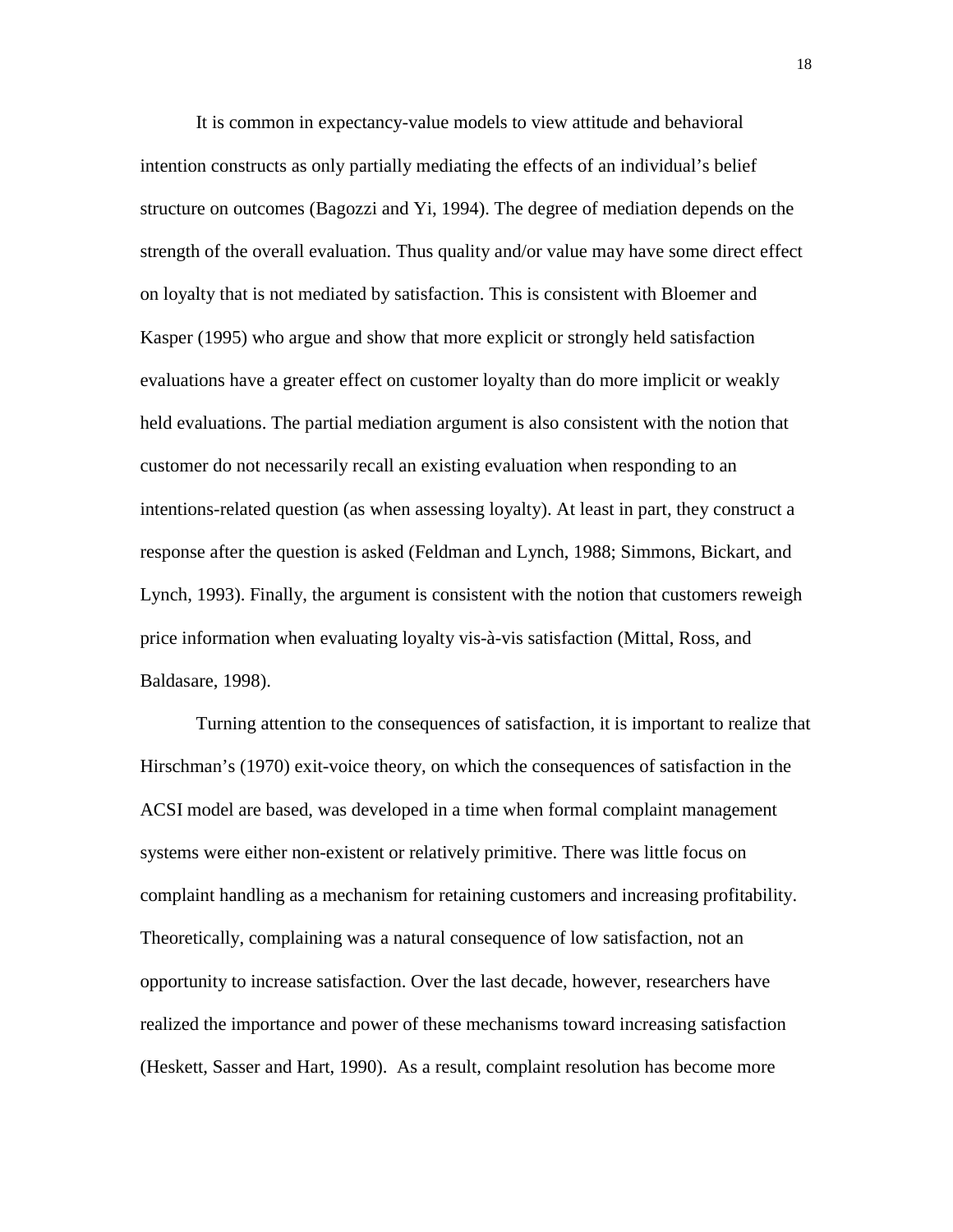It is common in expectancy-value models to view attitude and behavioral intention constructs as only partially mediating the effects of an individual's belief structure on outcomes (Bagozzi and Yi, 1994). The degree of mediation depends on the strength of the overall evaluation. Thus quality and/or value may have some direct effect on loyalty that is not mediated by satisfaction. This is consistent with Bloemer and Kasper (1995) who argue and show that more explicit or strongly held satisfaction evaluations have a greater effect on customer loyalty than do more implicit or weakly held evaluations. The partial mediation argument is also consistent with the notion that customer do not necessarily recall an existing evaluation when responding to an intentions-related question (as when assessing loyalty). At least in part, they construct a response after the question is asked (Feldman and Lynch, 1988; Simmons, Bickart, and Lynch, 1993). Finally, the argument is consistent with the notion that customers reweigh price information when evaluating loyalty vis-à-vis satisfaction (Mittal, Ross, and Baldasare, 1998).

Turning attention to the consequences of satisfaction, it is important to realize that Hirschman's (1970) exit-voice theory, on which the consequences of satisfaction in the ACSI model are based, was developed in a time when formal complaint management systems were either non-existent or relatively primitive. There was little focus on complaint handling as a mechanism for retaining customers and increasing profitability. Theoretically, complaining was a natural consequence of low satisfaction, not an opportunity to increase satisfaction. Over the last decade, however, researchers have realized the importance and power of these mechanisms toward increasing satisfaction (Heskett, Sasser and Hart, 1990). As a result, complaint resolution has become more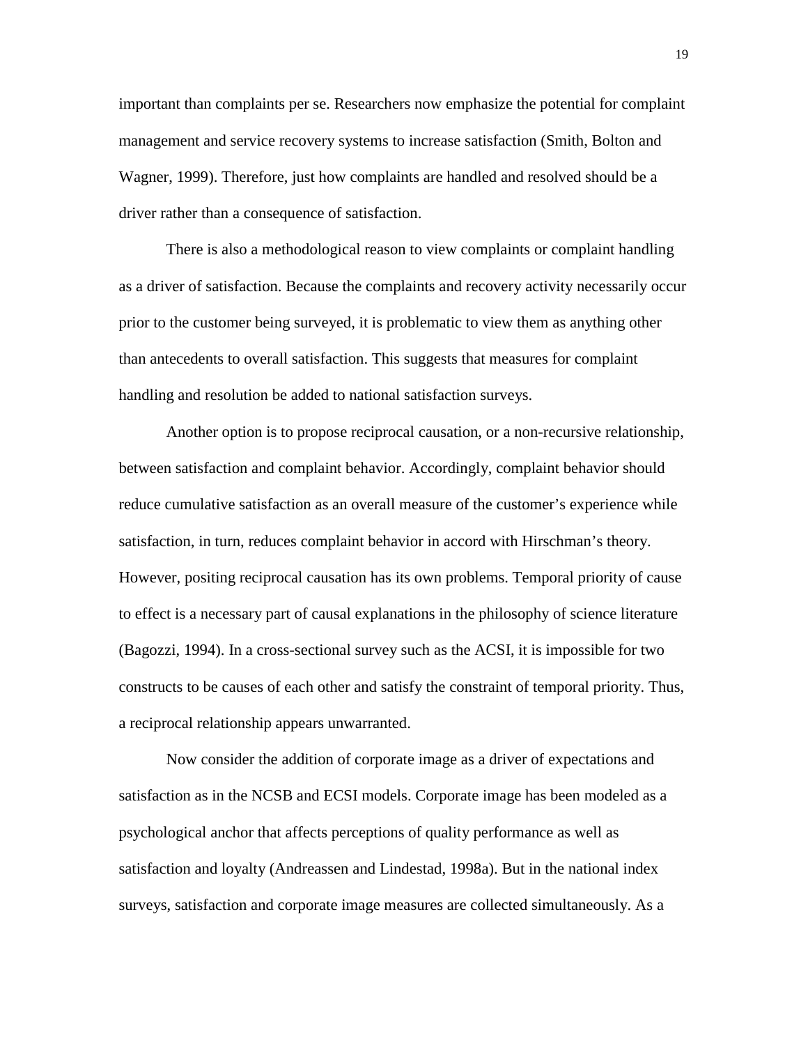important than complaints per se. Researchers now emphasize the potential for complaint management and service recovery systems to increase satisfaction (Smith, Bolton and Wagner, 1999). Therefore, just how complaints are handled and resolved should be a driver rather than a consequence of satisfaction.

There is also a methodological reason to view complaints or complaint handling as a driver of satisfaction. Because the complaints and recovery activity necessarily occur prior to the customer being surveyed, it is problematic to view them as anything other than antecedents to overall satisfaction. This suggests that measures for complaint handling and resolution be added to national satisfaction surveys.

Another option is to propose reciprocal causation, or a non-recursive relationship, between satisfaction and complaint behavior. Accordingly, complaint behavior should reduce cumulative satisfaction as an overall measure of the customer's experience while satisfaction, in turn, reduces complaint behavior in accord with Hirschman's theory. However, positing reciprocal causation has its own problems. Temporal priority of cause to effect is a necessary part of causal explanations in the philosophy of science literature (Bagozzi, 1994). In a cross-sectional survey such as the ACSI, it is impossible for two constructs to be causes of each other and satisfy the constraint of temporal priority. Thus, a reciprocal relationship appears unwarranted.

Now consider the addition of corporate image as a driver of expectations and satisfaction as in the NCSB and ECSI models. Corporate image has been modeled as a psychological anchor that affects perceptions of quality performance as well as satisfaction and loyalty (Andreassen and Lindestad, 1998a). But in the national index surveys, satisfaction and corporate image measures are collected simultaneously. As a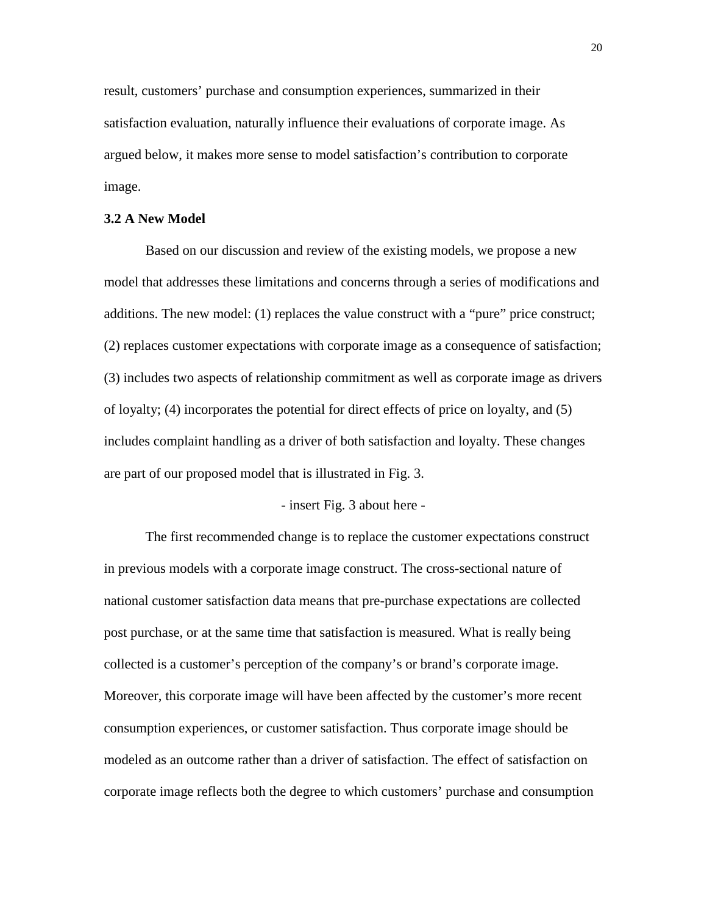result, customers' purchase and consumption experiences, summarized in their satisfaction evaluation, naturally influence their evaluations of corporate image. As argued below, it makes more sense to model satisfaction's contribution to corporate image.

### 3.2 A New Model

Based on our discussion and review of the existing models, we propose a new model that addresses these limitations and concerns through a series of modifications and additions. The new model: (1) replaces the value construct with a "pure" price construct; (2) replaces customer expectations with corporate image as a consequence of satisfaction; (3) includes two aspects of relationship commitment as well as corporate image as drivers of loyalty; (4) incorporates the potential for direct effects of price on loyalty, and (5) includes complaint handling as a driver of both satisfaction and loyalty. These changes are part of our proposed model that is illustrated in Fig. 3.

- insert Fig. 3 about here -

The first recommended change is to replace the customer expectations construct in previous models with a corporate image construct. The cross-sectional nature of national customer satisfaction data means that pre-purchase expectations are collected post purchase, or at the same time that satisfaction is measured. What is really being collected is a customer's perception of the company's or brand's corporate image. Moreover, this corporate image will have been affected by the customer's more recent consumption experiences, or customer satisfaction. Thus corporate image should be modeled as an outcome rather than a driver of satisfaction. The effect of satisfaction on corporate image reflects both the degree to which customers' purchase and consumption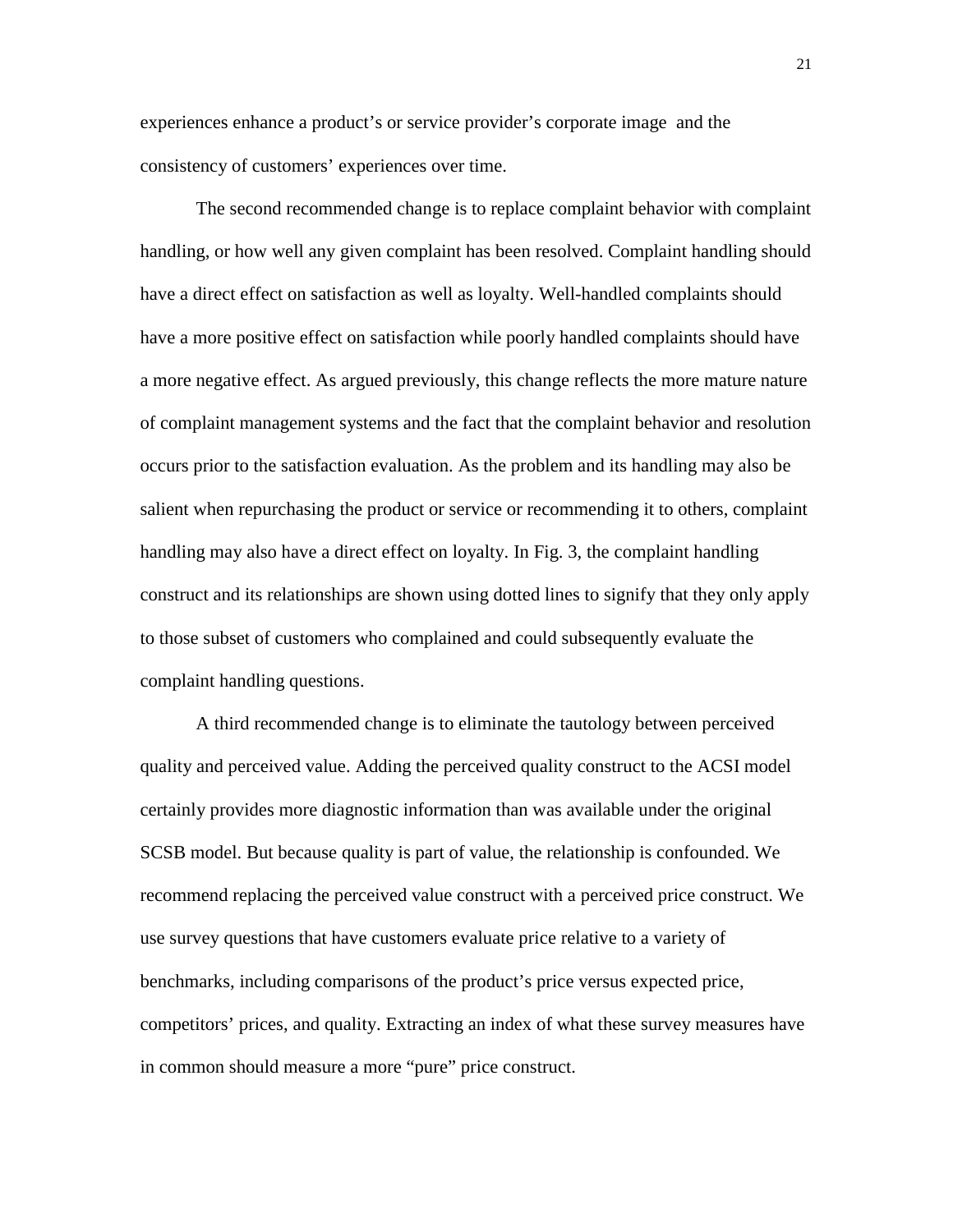experiences enhance a product's or service provider's corporate image and the consistency of customers' experiences over time.

The second recommended change is to replace complaint behavior with complaint handling, or how well any given complaint has been resolved. Complaint handling should have a direct effect on satisfaction as well as loyalty. Well-handled complaints should have a more positive effect on satisfaction while poorly handled complaints should have a more negative effect. As argued previously, this change reflects the more mature nature of complaint management systems and the fact that the complaint behavior and resolution occurs prior to the satisfaction evaluation. As the problem and its handling may also be salient when repurchasing the product or service or recommending it to others, complaint handling may also have a direct effect on loyalty. In Fig. 3, the complaint handling construct and its relationships are shown using dotted lines to signify that they only apply to those subset of customers who complained and could subsequently evaluate the complaint handling questions.

A third recommended change is to eliminate the tautology between perceived quality and perceived value. Adding the perceived quality construct to the ACSI model certainly provides more diagnostic information than was available under the original SCSB model. But because quality is part of value, the relationship is confounded. We recommend replacing the perceived value construct with a perceived price construct. We use survey questions that have customers evaluate price relative to a variety of benchmarks, including comparisons of the product's price versus expected price, competitors' prices, and quality. Extracting an index of what these survey measures have in common should measure a more "pure" price construct.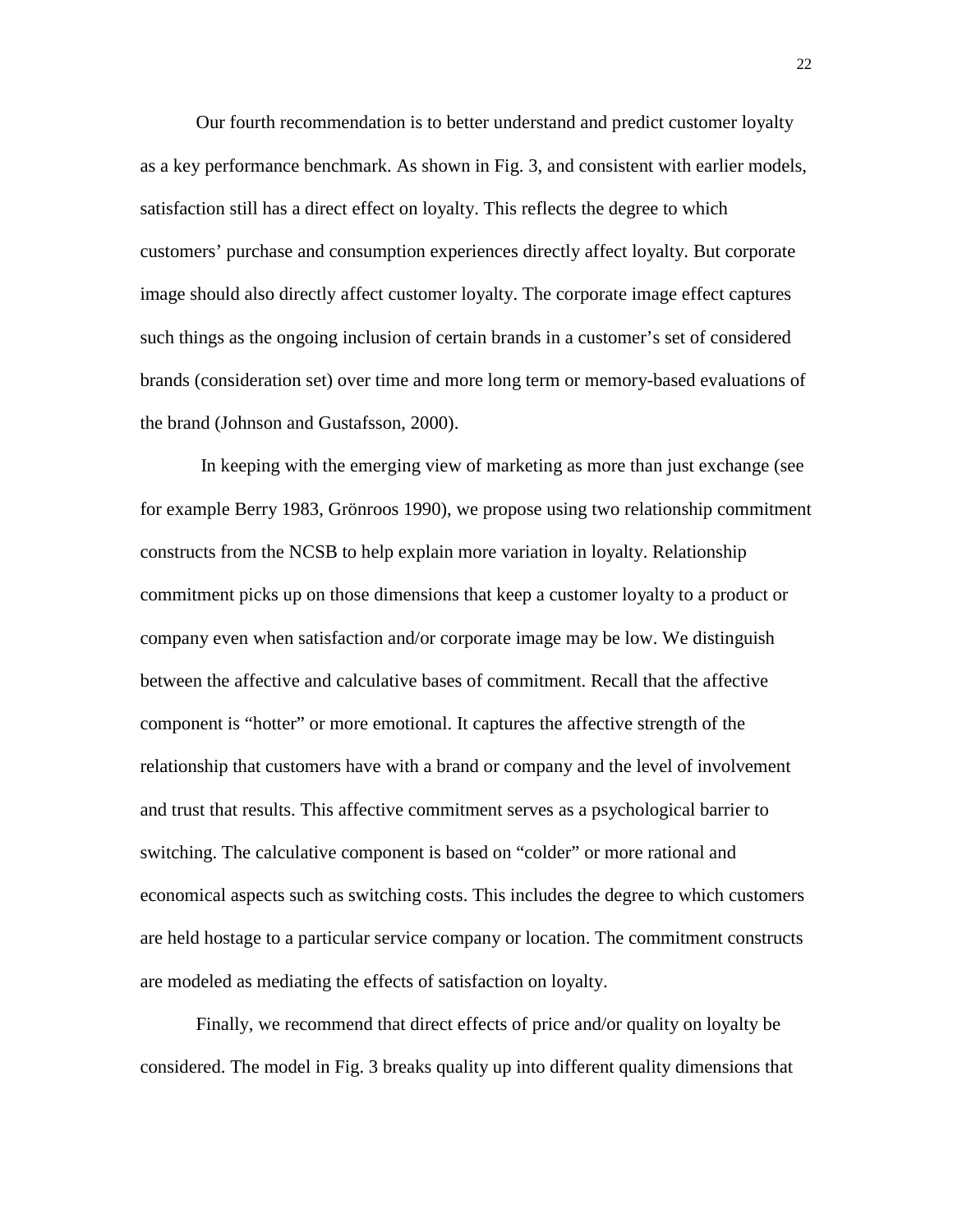Our fourth recommendation is to better understand and predict customer loyalty as a key performance benchmark. As shown in Fig. 3, and consistent with earlier models, satisfaction still has a direct effect on loyalty. This reflects the degree to which customers' purchase and consumption experiences directly affect loyalty. But corporate image should also directly affect customer loyalty. The corporate image effect captures such things as the ongoing inclusion of certain brands in a customer's set of considered brands (consideration set) over time and more long term or memory-based evaluations of the brand (Johnson and Gustafsson, 2000).

In keeping with the emerging view of marketing as more than just exchange (see for example Berry 1983, Grönroos 1990), we propose using two relationship commitment constructs from the NCSB to help explain more variation in loyalty. Relationship commitment picks up on those dimensions that keep a customer loyalty to a product or company even when satisfaction and/or corporate image may be low. We distinguish between the affective and calculative bases of commitment. Recall that the affective component is "hotter" or more emotional. It captures the affective strength of the relationship that customers have with a brand or company and the level of involvement and trust that results. This affective commitment serves as a psychological barrier to switching. The calculative component is based on "colder" or more rational and economical aspects such as switching costs. This includes the degree to which customers are held hostage to a particular service company or location. The commitment constructs are modeled as mediating the effects of satisfaction on loyalty.

Finally, we recommend that direct effects of price and/or quality on loyalty be considered. The model in Fig. 3 breaks quality up into different quality dimensions that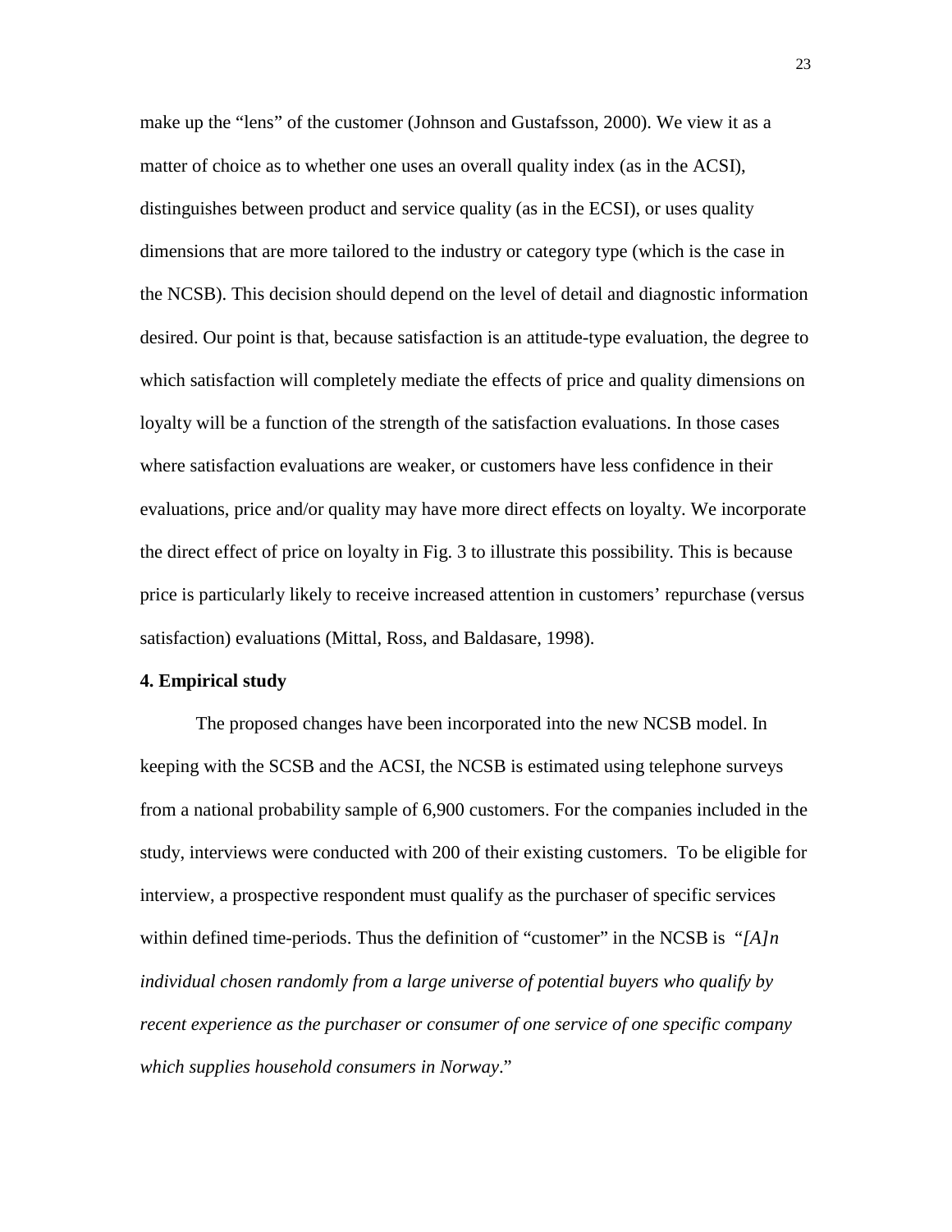make up the "lens" of the customer (Johnson and Gustafsson, 2000). We view it as a matter of choice as to whether one uses an overall quality index (as in the ACSI), distinguishes between product and service quality (as in the ECSI), or uses quality dimensions that are more tailored to the industry or category type (which is the case in the NCSB). This decision should depend on the level of detail and diagnostic information desired. Our point is that, because satisfaction is an attitude-type evaluation, the degree to which satisfaction will completely mediate the effects of price and quality dimensions on loyalty will be a function of the strength of the satisfaction evaluations. In those cases where satisfaction evaluations are weaker, or customers have less confidence in their evaluations, price and/or quality may have more direct effects on loyalty. We incorporate the direct effect of price on loyalty in Fig. 3 to illustrate this possibility. This is because price is particularly likely to receive increased attention in customers' repurchase (versus satisfaction) evaluations (Mittal, Ross, and Baldasare, 1998).

## 4. Empirical study

The proposed changes have been incorporated into the new NCSB model. In keeping with the SCSB and the ACSI, the NCSB is estimated using telephone surveys from a national probability sample of 6,900 customers. For the companies included in the study, interviews were conducted with 200 of their existing customers. To be eligible for interview, a prospective respondent must qualify as the purchaser of specific services within defined time-periods. Thus the definition of "customer" in the NCSB is "*[A]n individual chosen randomly from a large universe of potential buyers who qualify by recent experience as the purchaser or consumer of one service of one specific company which supplies household consumers in Norway*."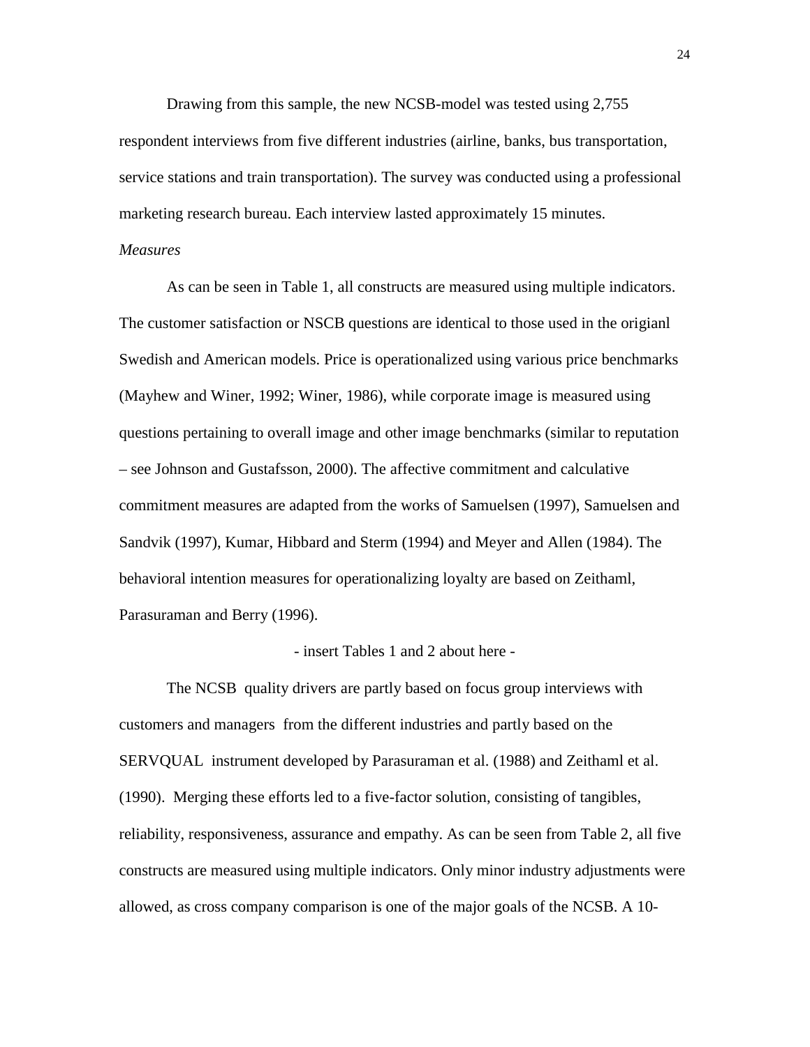Drawing from this sample, the new NCSB-model was tested using 2,755 respondent interviews from five different industries (airline, banks, bus transportation, service stations and train transportation). The survey was conducted using a professional marketing research bureau. Each interview lasted approximately 15 minutes.

*Measures*

As can be seen in Table 1, all constructs are measured using multiple indicators. The customer satisfaction or NSCB questions are identical to those used in the origianl Swedish and American models. Price is operationalized using various price benchmarks (Mayhew and Winer, 1992; Winer, 1986), while corporate image is measured using questions pertaining to overall image and other image benchmarks (similar to reputation – see Johnson and Gustafsson, 2000). The affective commitment and calculative commitment measures are adapted from the works of Samuelsen (1997), Samuelsen and Sandvik (1997), Kumar, Hibbard and Sterm (1994) and Meyer and Allen (1984). The behavioral intention measures for operationalizing loyalty are based on Zeithaml, Parasuraman and Berry (1996).

- insert Tables 1 and 2 about here -

The NCSB quality drivers are partly based on focus group interviews with customers and managers from the different industries and partly based on the SERVQUAL instrument developed by Parasuraman et al. (1988) and Zeithaml et al. (1990). Merging these efforts led to a five-factor solution, consisting of tangibles, reliability, responsiveness, assurance and empathy. As can be seen from Table 2, all five constructs are measured using multiple indicators. Only minor industry adjustments were allowed, as cross company comparison is one of the major goals of the NCSB. A 10-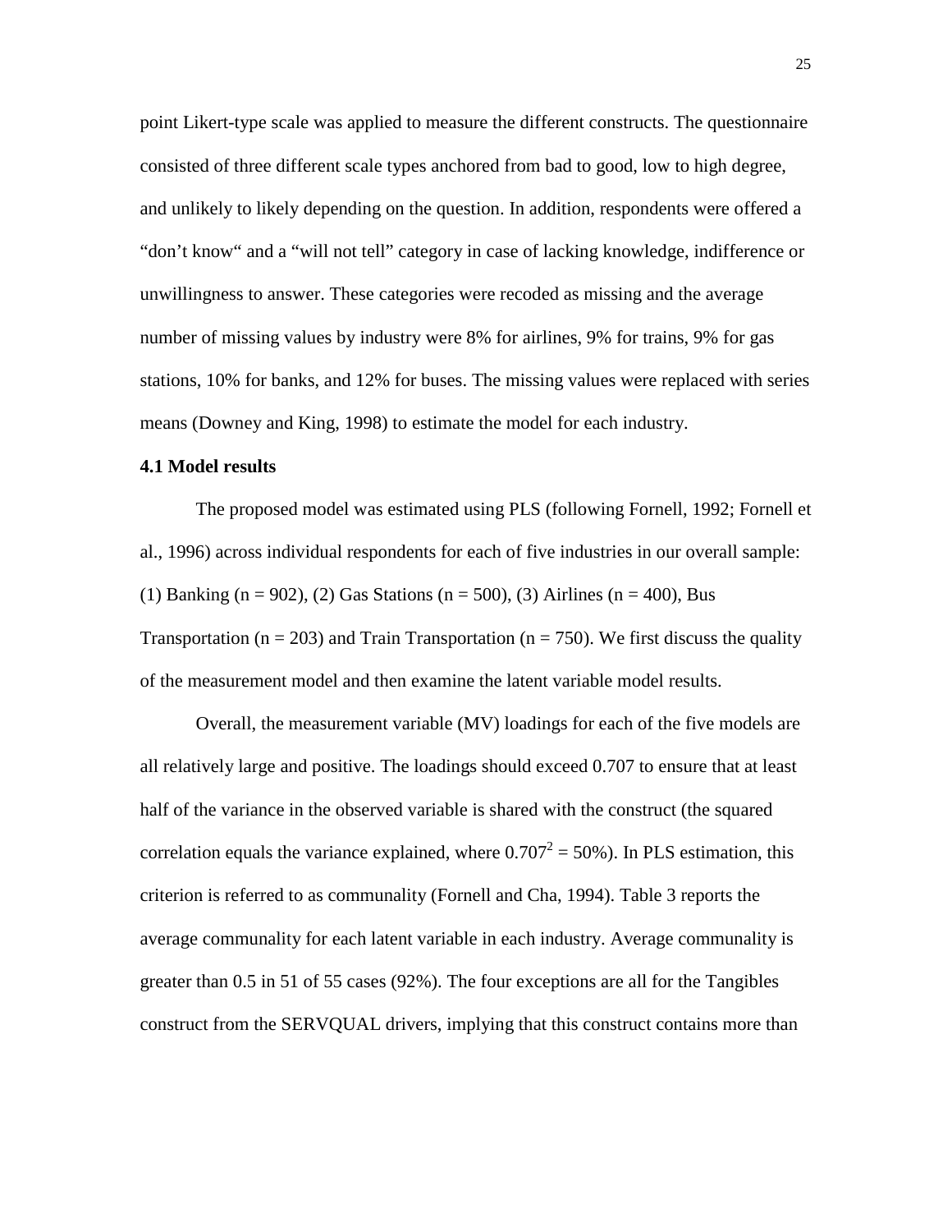point Likert-type scale was applied to measure the different constructs. The questionnaire consisted of three different scale types anchored from bad to good, low to high degree, and unlikely to likely depending on the question. In addition, respondents were offered a “don’t know“ and a “will not tell” category in case of lacking knowledge, indifference or unwillingness to answer. These categories were recoded as missing and the average number of missing values by industry were 8% for airlines, 9% for trains, 9% for gas stations, 10% for banks, and 12% for buses. The missing values were replaced with series means (Downey and King, 1998) to estimate the model for each industry.

### 4.1 Model results

The proposed model was estimated using PLS (following Fornell, 1992; Fornell et al., 1996) across individual respondents for each of five industries in our overall sample: (1) Banking (n = 902), (2) Gas Stations (n = 500), (3) Airlines (n = 400), Bus Transportation (n = 203) and Train Transportation (n = 750). We first discuss the quality of the measurement model and then examine the latent variable model results.

Overall, the measurement variable (MV) loadings for each of the five models are all relatively large and positive. The loadings should exceed 0.707 to ensure that at least half of the variance in the observed variable is shared with the construct (the squared correlation equals the variance explained, where $0.707^2 = 50\%$). In PLS estimation, this criterion is referred to as communality (Fornell and Cha, 1994). Table 3 reports the average communality for each latent variable in each industry. Average communality is greater than 0.5 in 51 of 55 cases (92%). The four exceptions are all for the Tangibles construct from the SERVQUAL drivers, implying that this construct contains more than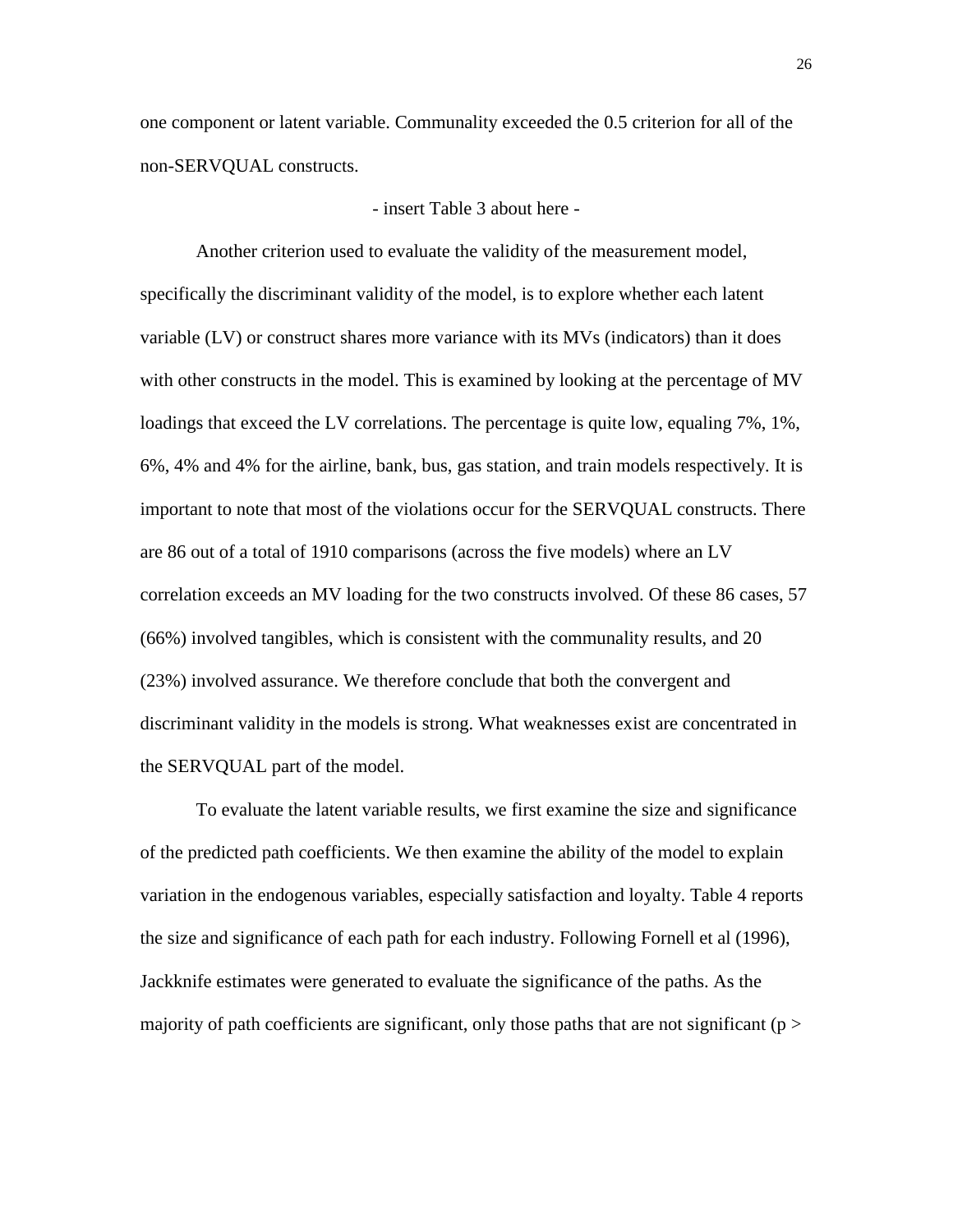one component or latent variable. Communality exceeded the 0.5 criterion for all of the non-SERVQUAL constructs.

- insert Table 3 about here -

Another criterion used to evaluate the validity of the measurement model, specifically the discriminant validity of the model, is to explore whether each latent variable (LV) or construct shares more variance with its MVs (indicators) than it does with other constructs in the model. This is examined by looking at the percentage of MV loadings that exceed the LV correlations. The percentage is quite low, equaling 7%, 1%, 6%, 4% and 4% for the airline, bank, bus, gas station, and train models respectively. It is important to note that most of the violations occur for the SERVQUAL constructs. There are 86 out of a total of 1910 comparisons (across the five models) where an LV correlation exceeds an MV loading for the two constructs involved. Of these 86 cases, 57 (66%) involved tangibles, which is consistent with the communality results, and 20 (23%) involved assurance. We therefore conclude that both the convergent and discriminant validity in the models is strong. What weaknesses exist are concentrated in the SERVQUAL part of the model.

To evaluate the latent variable results, we first examine the size and significance of the predicted path coefficients. We then examine the ability of the model to explain variation in the endogenous variables, especially satisfaction and loyalty. Table 4 reports the size and significance of each path for each industry. Following Fornell et al (1996), Jackknife estimates were generated to evaluate the significance of the paths. As the majority of path coefficients are significant, only those paths that are not significant ($p >$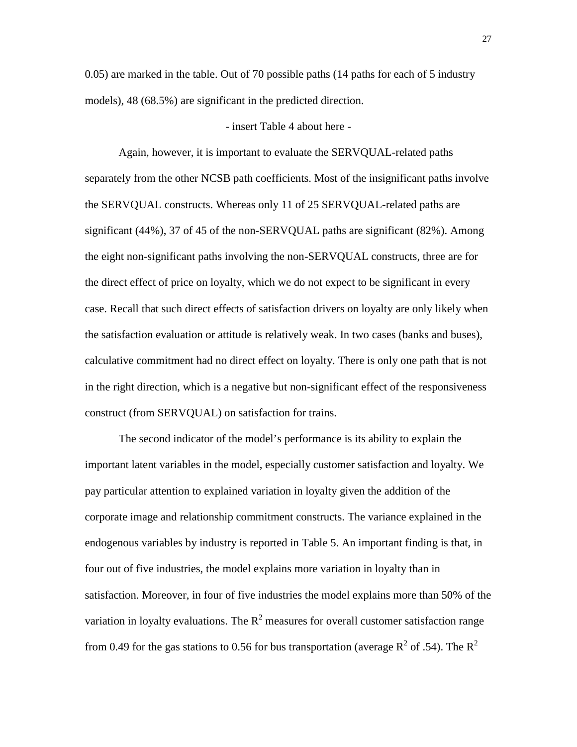0.05) are marked in the table. Out of 70 possible paths (14 paths for each of 5 industry models), 48 (68.5%) are significant in the predicted direction.

- insert Table 4 about here -

Again, however, it is important to evaluate the SERVQUAL-related paths separately from the other NCSB path coefficients. Most of the insignificant paths involve the SERVQUAL constructs. Whereas only 11 of 25 SERVQUAL-related paths are significant (44%), 37 of 45 of the non-SERVQUAL paths are significant (82%). Among the eight non-significant paths involving the non-SERVQUAL constructs, three are for the direct effect of price on loyalty, which we do not expect to be significant in every case. Recall that such direct effects of satisfaction drivers on loyalty are only likely when the satisfaction evaluation or attitude is relatively weak. In two cases (banks and buses), calculative commitment had no direct effect on loyalty. There is only one path that is not in the right direction, which is a negative but non-significant effect of the responsiveness construct (from SERVQUAL) on satisfaction for trains.

The second indicator of the model's performance is its ability to explain the important latent variables in the model, especially customer satisfaction and loyalty. We pay particular attention to explained variation in loyalty given the addition of the corporate image and relationship commitment constructs. The variance explained in the endogenous variables by industry is reported in Table 5. An important finding is that, in four out of five industries, the model explains more variation in loyalty than in satisfaction. Moreover, in four of five industries the model explains more than 50% of the variation in loyalty evaluations. The $R^2$ measures for overall customer satisfaction range from 0.49 for the gas stations to 0.56 for bus transportation (average $R^2$ of .54). The $R^2$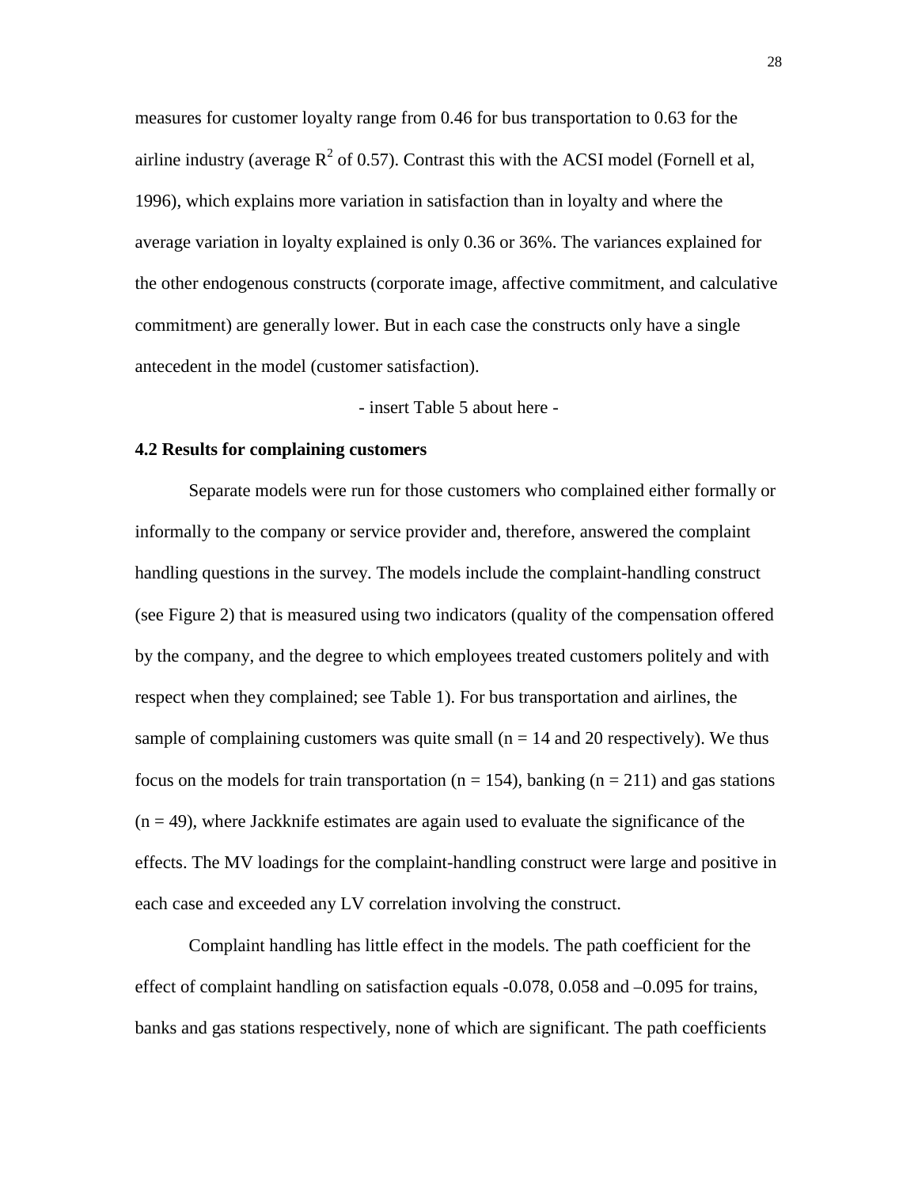measures for customer loyalty range from 0.46 for bus transportation to 0.63 for the airline industry (average $R^2$ of 0.57). Contrast this with the ACSI model (Fornell et al, 1996), which explains more variation in satisfaction than in loyalty and where the average variation in loyalty explained is only 0.36 or 36%. The variances explained for the other endogenous constructs (corporate image, affective commitment, and calculative commitment) are generally lower. But in each case the constructs only have a single antecedent in the model (customer satisfaction).

- insert Table 5 about here -

### 4.2 Results for complaining customers

Separate models were run for those customers who complained either formally or informally to the company or service provider and, therefore, answered the complaint handling questions in the survey. The models include the complaint-handling construct (see Figure 2) that is measured using two indicators (quality of the compensation offered by the company, and the degree to which employees treated customers politely and with respect when they complained; see Table 1). For bus transportation and airlines, the sample of complaining customers was quite small ($n = 14$ and 20 respectively). We thus focus on the models for train transportation ($n = 154$), banking ($n = 211$) and gas stations ($n = 49$), where Jackknife estimates are again used to evaluate the significance of the effects. The MV loadings for the complaint-handling construct were large and positive in each case and exceeded any LV correlation involving the construct.

Complaint handling has little effect in the models. The path coefficient for the effect of complaint handling on satisfaction equals -0.078, 0.058 and –0.095 for trains, banks and gas stations respectively, none of which are significant. The path coefficients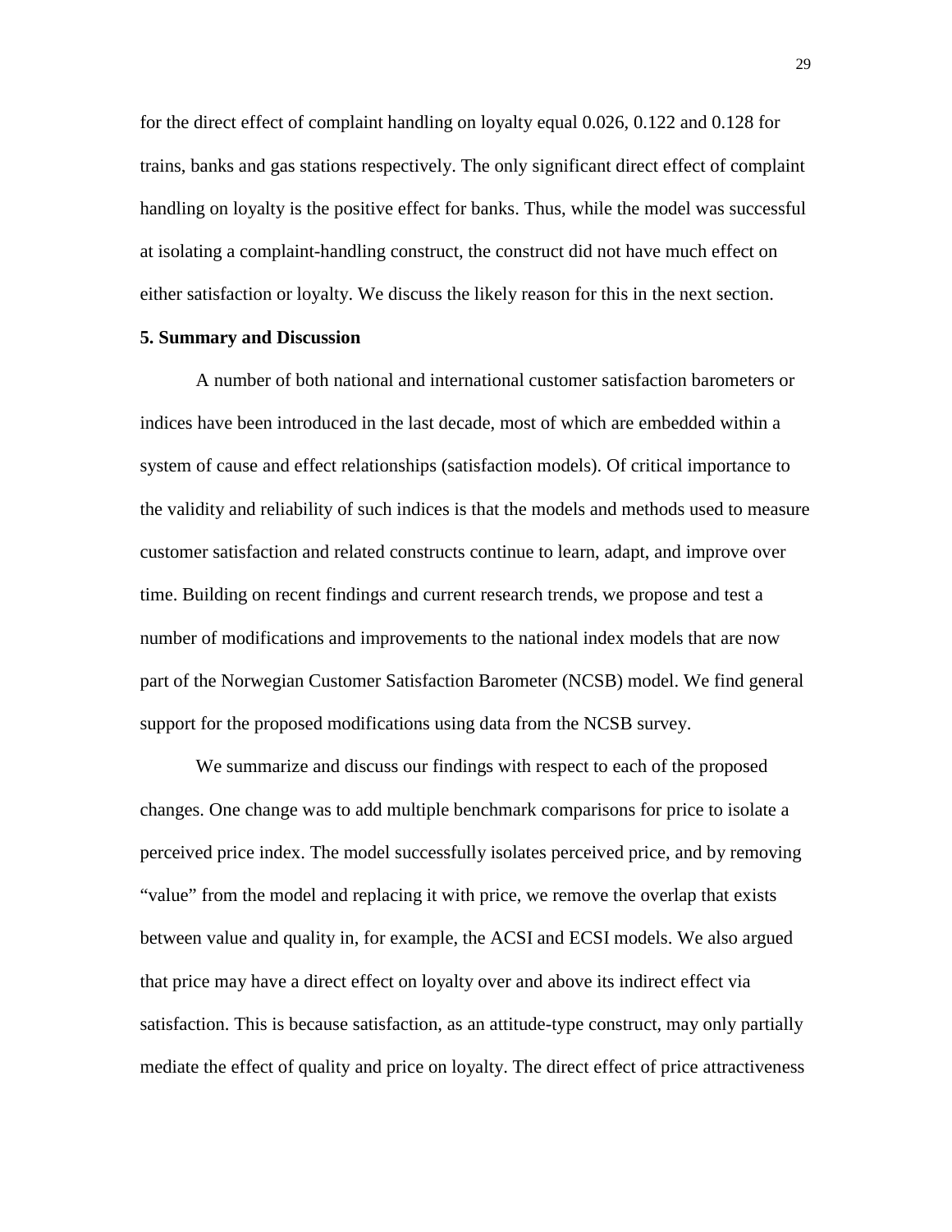for the direct effect of complaint handling on loyalty equal 0.026, 0.122 and 0.128 for trains, banks and gas stations respectively. The only significant direct effect of complaint handling on loyalty is the positive effect for banks. Thus, while the model was successful at isolating a complaint-handling construct, the construct did not have much effect on either satisfaction or loyalty. We discuss the likely reason for this in the next section.

## 5. Summary and Discussion

A number of both national and international customer satisfaction barometers or indices have been introduced in the last decade, most of which are embedded within a system of cause and effect relationships (satisfaction models). Of critical importance to the validity and reliability of such indices is that the models and methods used to measure customer satisfaction and related constructs continue to learn, adapt, and improve over time. Building on recent findings and current research trends, we propose and test a number of modifications and improvements to the national index models that are now part of the Norwegian Customer Satisfaction Barometer (NCSB) model. We find general support for the proposed modifications using data from the NCSB survey.

We summarize and discuss our findings with respect to each of the proposed changes. One change was to add multiple benchmark comparisons for price to isolate a perceived price index. The model successfully isolates perceived price, and by removing "value" from the model and replacing it with price, we remove the overlap that exists between value and quality in, for example, the ACSI and ECSI models. We also argued that price may have a direct effect on loyalty over and above its indirect effect via satisfaction. This is because satisfaction, as an attitude-type construct, may only partially mediate the effect of quality and price on loyalty. The direct effect of price attractiveness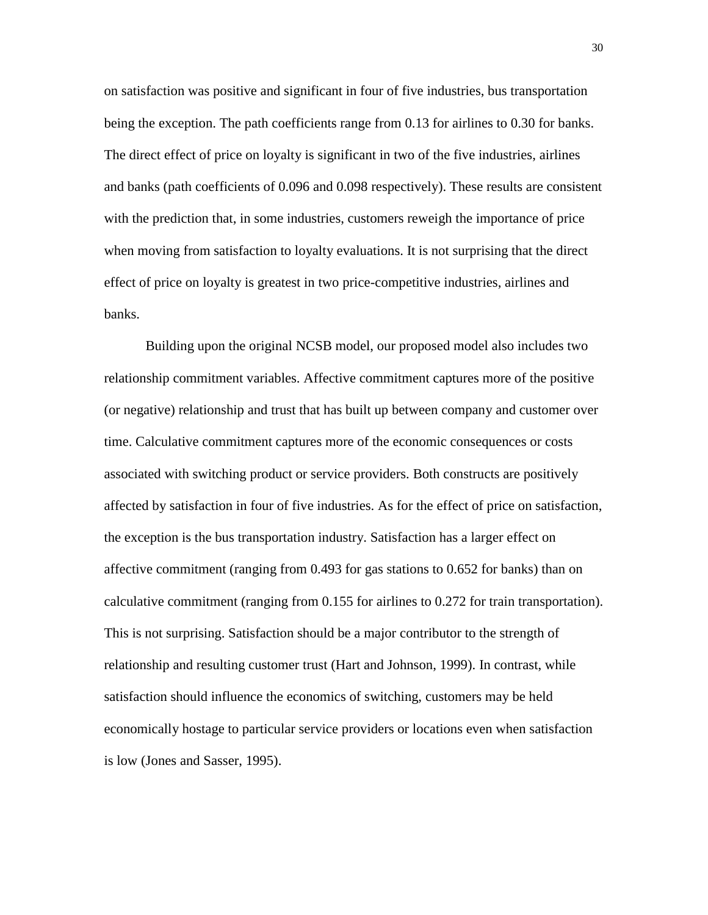on satisfaction was positive and significant in four of five industries, bus transportation being the exception. The path coefficients range from 0.13 for airlines to 0.30 for banks. The direct effect of price on loyalty is significant in two of the five industries, airlines and banks (path coefficients of 0.096 and 0.098 respectively). These results are consistent with the prediction that, in some industries, customers reweigh the importance of price when moving from satisfaction to loyalty evaluations. It is not surprising that the direct effect of price on loyalty is greatest in two price-competitive industries, airlines and banks.

Building upon the original NCSB model, our proposed model also includes two relationship commitment variables. Affective commitment captures more of the positive (or negative) relationship and trust that has built up between company and customer over time. Calculative commitment captures more of the economic consequences or costs associated with switching product or service providers. Both constructs are positively affected by satisfaction in four of five industries. As for the effect of price on satisfaction, the exception is the bus transportation industry. Satisfaction has a larger effect on affective commitment (ranging from 0.493 for gas stations to 0.652 for banks) than on calculative commitment (ranging from 0.155 for airlines to 0.272 for train transportation). This is not surprising. Satisfaction should be a major contributor to the strength of relationship and resulting customer trust (Hart and Johnson, 1999). In contrast, while satisfaction should influence the economics of switching, customers may be held economically hostage to particular service providers or locations even when satisfaction is low (Jones and Sasser, 1995).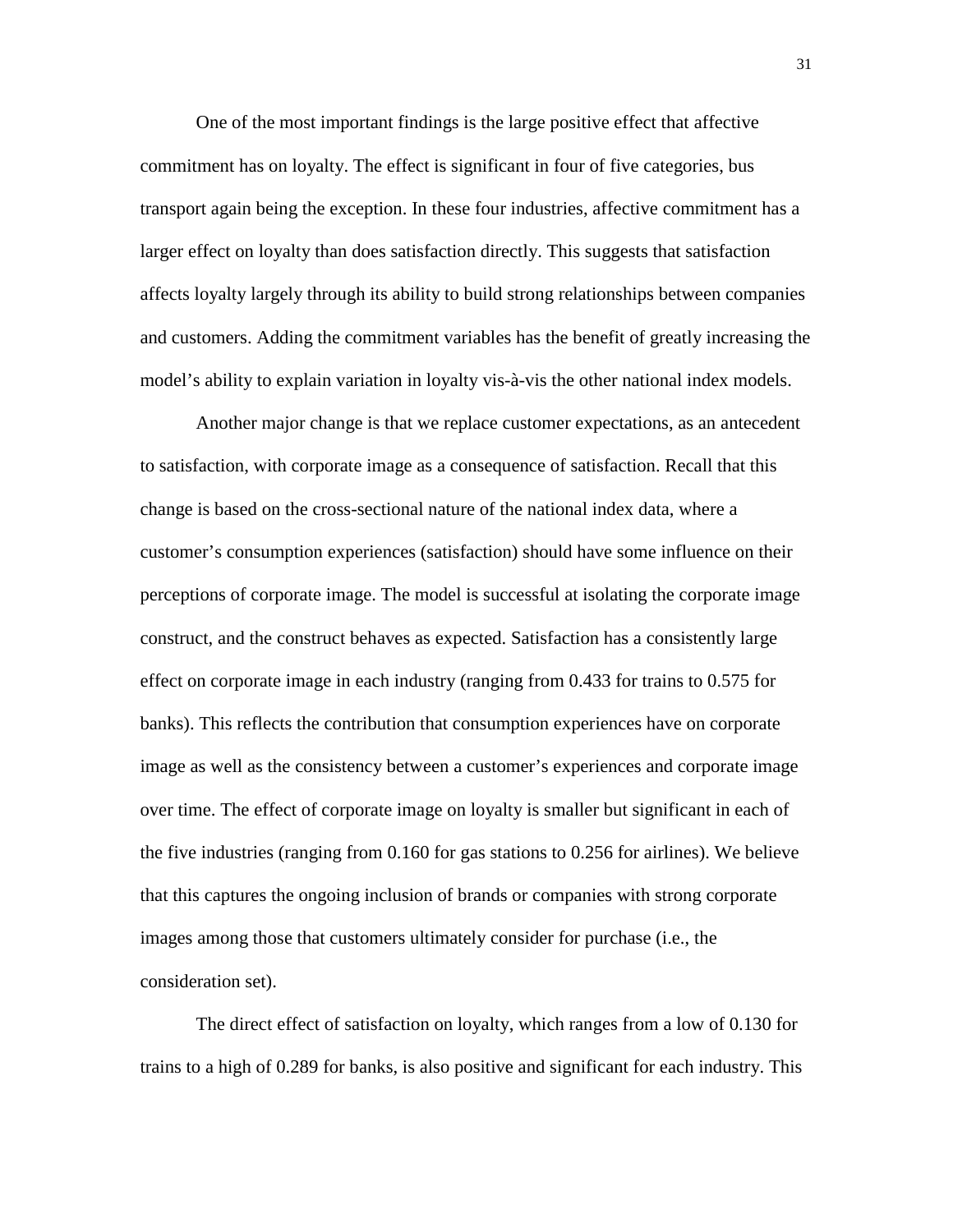One of the most important findings is the large positive effect that affective commitment has on loyalty. The effect is significant in four of five categories, bus transport again being the exception. In these four industries, affective commitment has a larger effect on loyalty than does satisfaction directly. This suggests that satisfaction affects loyalty largely through its ability to build strong relationships between companies and customers. Adding the commitment variables has the benefit of greatly increasing the model's ability to explain variation in loyalty vis-à-vis the other national index models.

Another major change is that we replace customer expectations, as an antecedent to satisfaction, with corporate image as a consequence of satisfaction. Recall that this change is based on the cross-sectional nature of the national index data, where a customer's consumption experiences (satisfaction) should have some influence on their perceptions of corporate image. The model is successful at isolating the corporate image construct, and the construct behaves as expected. Satisfaction has a consistently large effect on corporate image in each industry (ranging from 0.433 for trains to 0.575 for banks). This reflects the contribution that consumption experiences have on corporate image as well as the consistency between a customer's experiences and corporate image over time. The effect of corporate image on loyalty is smaller but significant in each of the five industries (ranging from 0.160 for gas stations to 0.256 for airlines). We believe that this captures the ongoing inclusion of brands or companies with strong corporate images among those that customers ultimately consider for purchase (i.e., the consideration set).

The direct effect of satisfaction on loyalty, which ranges from a low of 0.130 for trains to a high of 0.289 for banks, is also positive and significant for each industry. This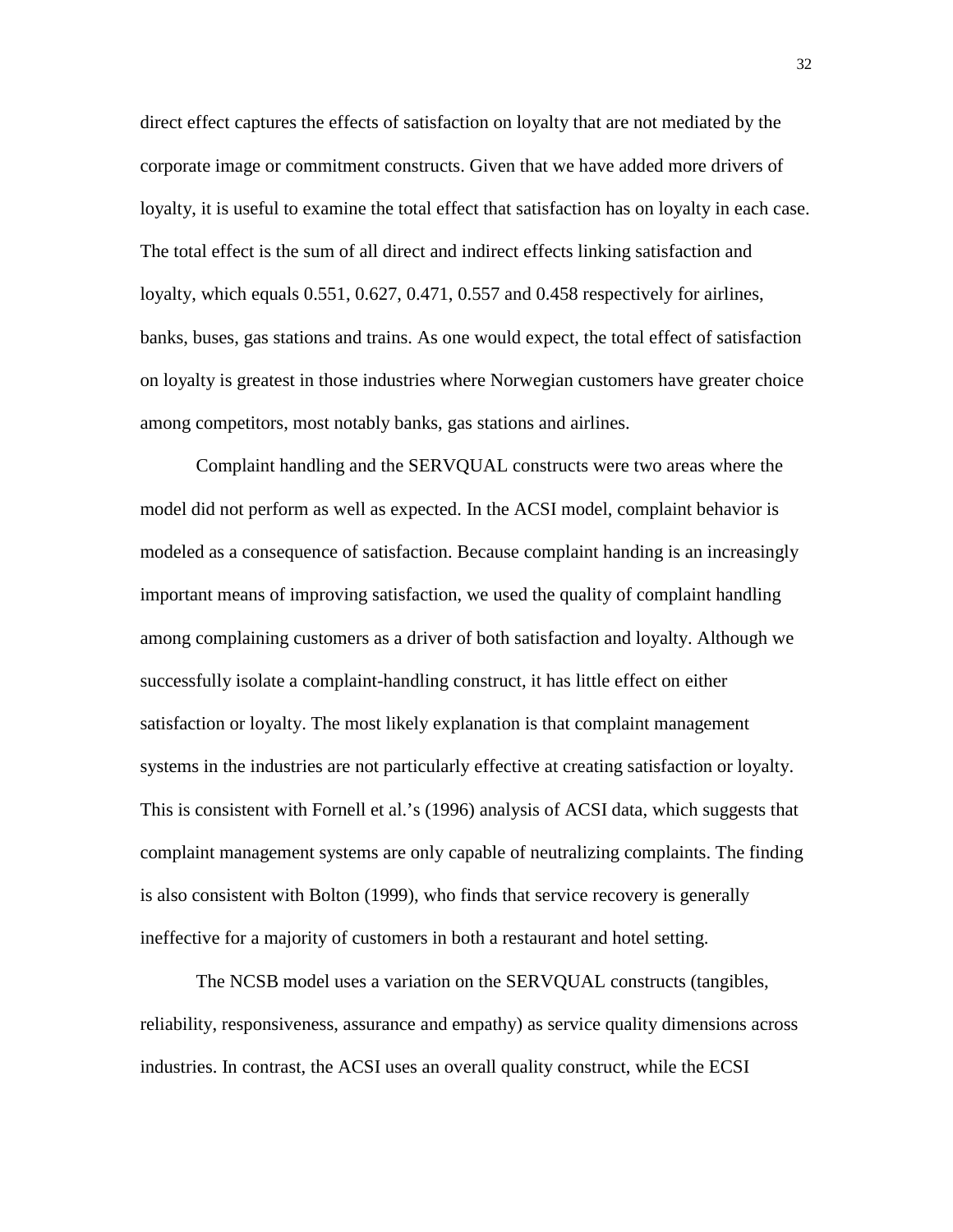direct effect captures the effects of satisfaction on loyalty that are not mediated by the corporate image or commitment constructs. Given that we have added more drivers of loyalty, it is useful to examine the total effect that satisfaction has on loyalty in each case. The total effect is the sum of all direct and indirect effects linking satisfaction and loyalty, which equals 0.551, 0.627, 0.471, 0.557 and 0.458 respectively for airlines, banks, buses, gas stations and trains. As one would expect, the total effect of satisfaction on loyalty is greatest in those industries where Norwegian customers have greater choice among competitors, most notably banks, gas stations and airlines.

Complaint handling and the SERVQUAL constructs were two areas where the model did not perform as well as expected. In the ACSI model, complaint behavior is modeled as a consequence of satisfaction. Because complaint handing is an increasingly important means of improving satisfaction, we used the quality of complaint handling among complaining customers as a driver of both satisfaction and loyalty. Although we successfully isolate a complaint-handling construct, it has little effect on either satisfaction or loyalty. The most likely explanation is that complaint management systems in the industries are not particularly effective at creating satisfaction or loyalty. This is consistent with Fornell et al.'s (1996) analysis of ACSI data, which suggests that complaint management systems are only capable of neutralizing complaints. The finding is also consistent with Bolton (1999), who finds that service recovery is generally ineffective for a majority of customers in both a restaurant and hotel setting.

The NCSB model uses a variation on the SERVQUAL constructs (tangibles, reliability, responsiveness, assurance and empathy) as service quality dimensions across industries. In contrast, the ACSI uses an overall quality construct, while the ECSI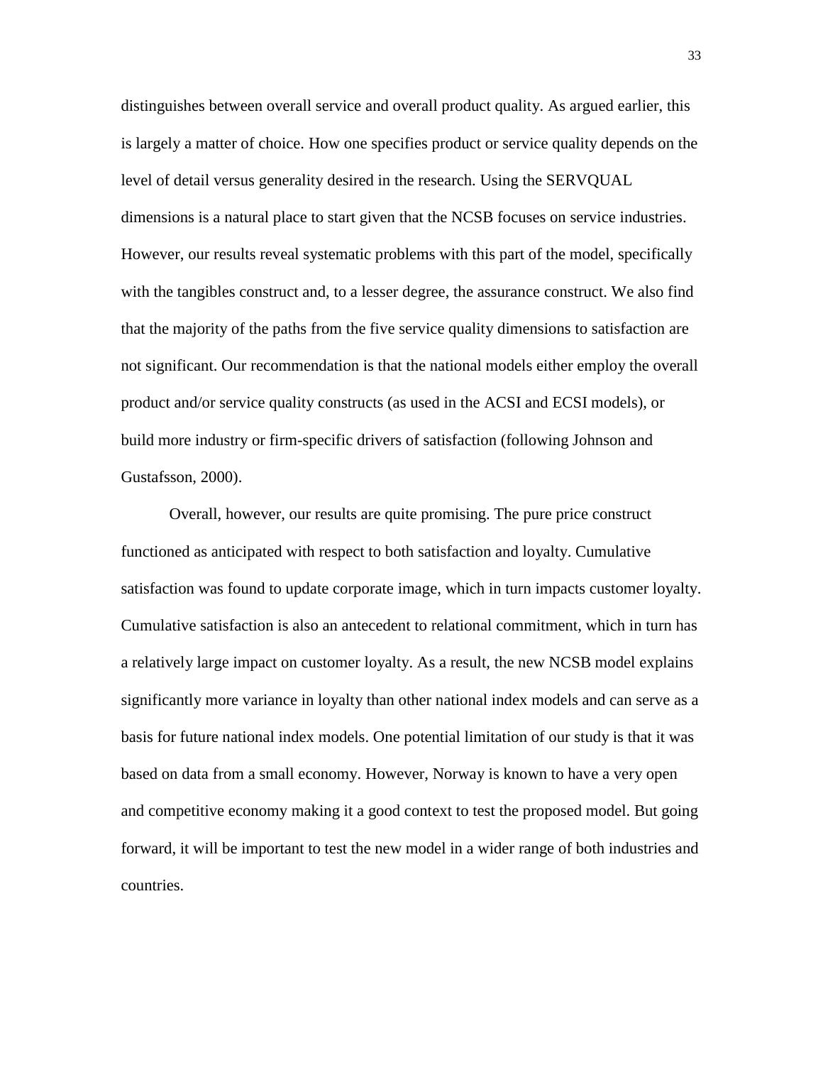distinguishes between overall service and overall product quality. As argued earlier, this is largely a matter of choice. How one specifies product or service quality depends on the level of detail versus generality desired in the research. Using the SERVQUAL dimensions is a natural place to start given that the NCSB focuses on service industries. However, our results reveal systematic problems with this part of the model, specifically with the tangibles construct and, to a lesser degree, the assurance construct. We also find that the majority of the paths from the five service quality dimensions to satisfaction are not significant. Our recommendation is that the national models either employ the overall product and/or service quality constructs (as used in the ACSI and ECSI models), or build more industry or firm-specific drivers of satisfaction (following Johnson and Gustafsson, 2000).

Overall, however, our results are quite promising. The pure price construct functioned as anticipated with respect to both satisfaction and loyalty. Cumulative satisfaction was found to update corporate image, which in turn impacts customer loyalty. Cumulative satisfaction is also an antecedent to relational commitment, which in turn has a relatively large impact on customer loyalty. As a result, the new NCSB model explains significantly more variance in loyalty than other national index models and can serve as a basis for future national index models. One potential limitation of our study is that it was based on data from a small economy. However, Norway is known to have a very open and competitive economy making it a good context to test the proposed model. But going forward, it will be important to test the new model in a wider range of both industries and countries.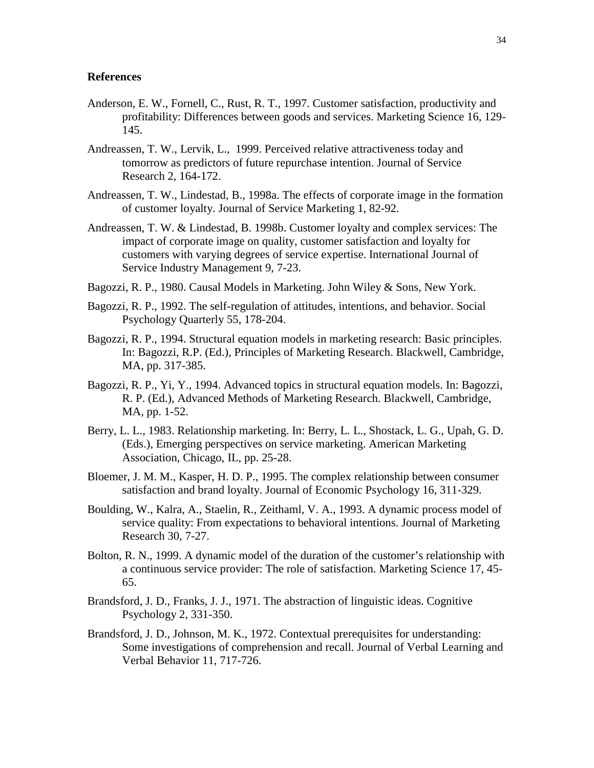**References**

Anderson, E. W., Fornell, C., Rust, R. T., 1997. Customer satisfaction, productivity and profitability: Differences between goods and services. Marketing Science 16, 129-145.

Andreassen, T. W., Lervik, L., 1999. Perceived relative attractiveness today and tomorrow as predictors of future repurchase intention. Journal of Service Research 2, 164-172.

Andreassen, T. W., Lindestad, B., 1998a. The effects of corporate image in the formation of customer loyalty. Journal of Service Marketing 1, 82-92.

Andreassen, T. W. & Lindestad, B. 1998b. Customer loyalty and complex services: The impact of corporate image on quality, customer satisfaction and loyalty for customers with varying degrees of service expertise. International Journal of Service Industry Management 9, 7-23.

Bagozzi, R. P., 1980. Causal Models in Marketing. John Wiley & Sons, New York.

Bagozzi, R. P., 1992. The self-regulation of attitudes, intentions, and behavior. Social Psychology Quarterly 55, 178-204.

Bagozzi, R. P., 1994. Structural equation models in marketing research: Basic principles. In: Bagozzi, R.P. (Ed.), Principles of Marketing Research. Blackwell, Cambridge, MA, pp. 317-385.

Bagozzi, R. P., Yi, Y., 1994. Advanced topics in structural equation models. In: Bagozzi, R. P. (Ed.), Advanced Methods of Marketing Research. Blackwell, Cambridge, MA, pp. 1-52.

Berry, L. L., 1983. Relationship marketing. In: Berry, L. L., Shostack, L. G., Upah, G. D. (Eds.), Emerging perspectives on service marketing. American Marketing Association, Chicago, IL, pp. 25-28.

Bloemer, J. M. M., Kasper, H. D. P., 1995. The complex relationship between consumer satisfaction and brand loyalty. Journal of Economic Psychology 16, 311-329.

Boulding, W., Kalra, A., Staelin, R., Zeithaml, V. A., 1993. A dynamic process model of service quality: From expectations to behavioral intentions. Journal of Marketing Research 30, 7-27.

Bolton, R. N., 1999. A dynamic model of the duration of the customer's relationship with a continuous service provider: The role of satisfaction. Marketing Science 17, 45-65.

Brandsford, J. D., Franks, J. J., 1971. The abstraction of linguistic ideas. Cognitive Psychology 2, 331-350.

Brandsford, J. D., Johnson, M. K., 1972. Contextual prerequisites for understanding: Some investigations of comprehension and recall. Journal of Verbal Learning and Verbal Behavior 11, 717-726.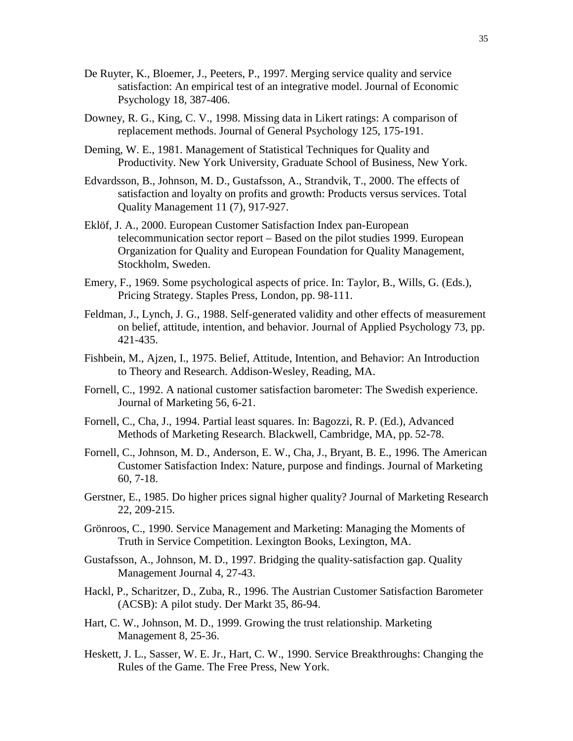De Ruyter, K., Bloemer, J., Peeters, P., 1997. Merging service quality and service satisfaction: An empirical test of an integrative model. Journal of Economic Psychology 18, 387-406.

Downey, R. G., King, C. V., 1998. Missing data in Likert ratings: A comparison of replacement methods. Journal of General Psychology 125, 175-191.

Deming, W. E., 1981. Management of Statistical Techniques for Quality and Productivity. New York University, Graduate School of Business, New York.

Edvardsson, B., Johnson, M. D., Gustafsson, A., Strandvik, T., 2000. The effects of satisfaction and loyalty on profits and growth: Products versus services. Total Quality Management 11 (7), 917-927.

Eklöf, J. A., 2000. European Customer Satisfaction Index pan-European telecommunication sector report – Based on the pilot studies 1999. European Organization for Quality and European Foundation for Quality Management, Stockholm, Sweden.

Emery, F., 1969. Some psychological aspects of price. In: Taylor, B., Wills, G. (Eds.), Pricing Strategy. Staples Press, London, pp. 98-111.

Feldman, J., Lynch, J. G., 1988. Self-generated validity and other effects of measurement on belief, attitude, intention, and behavior. Journal of Applied Psychology 73, pp. 421-435.

Fishbein, M., Ajzen, I., 1975. Belief, Attitude, Intention, and Behavior: An Introduction to Theory and Research. Addison-Wesley, Reading, MA.

Fornell, C., 1992. A national customer satisfaction barometer: The Swedish experience. Journal of Marketing 56, 6-21.

Fornell, C., Cha, J., 1994. Partial least squares. In: Bagozzi, R. P. (Ed.), Advanced Methods of Marketing Research. Blackwell, Cambridge, MA, pp. 52-78.

Fornell, C., Johnson, M. D., Anderson, E. W., Cha, J., Bryant, B. E., 1996. The American Customer Satisfaction Index: Nature, purpose and findings. Journal of Marketing 60, 7-18.

Gerstner, E., 1985. Do higher prices signal higher quality? Journal of Marketing Research 22, 209-215.

Grönroos, C., 1990. Service Management and Marketing: Managing the Moments of Truth in Service Competition. Lexington Books, Lexington, MA.

Gustafsson, A., Johnson, M. D., 1997. Bridging the quality-satisfaction gap. Quality Management Journal 4, 27-43.

Hackl, P., Scharitzer, D., Zuba, R., 1996. The Austrian Customer Satisfaction Barometer (ACSB): A pilot study. Der Markt 35, 86-94.

Hart, C. W., Johnson, M. D., 1999. Growing the trust relationship. Marketing Management 8, 25-36.

Heskett, J. L., Sasser, W. E. Jr., Hart, C. W., 1990. Service Breakthroughs: Changing the Rules of the Game. The Free Press, New York.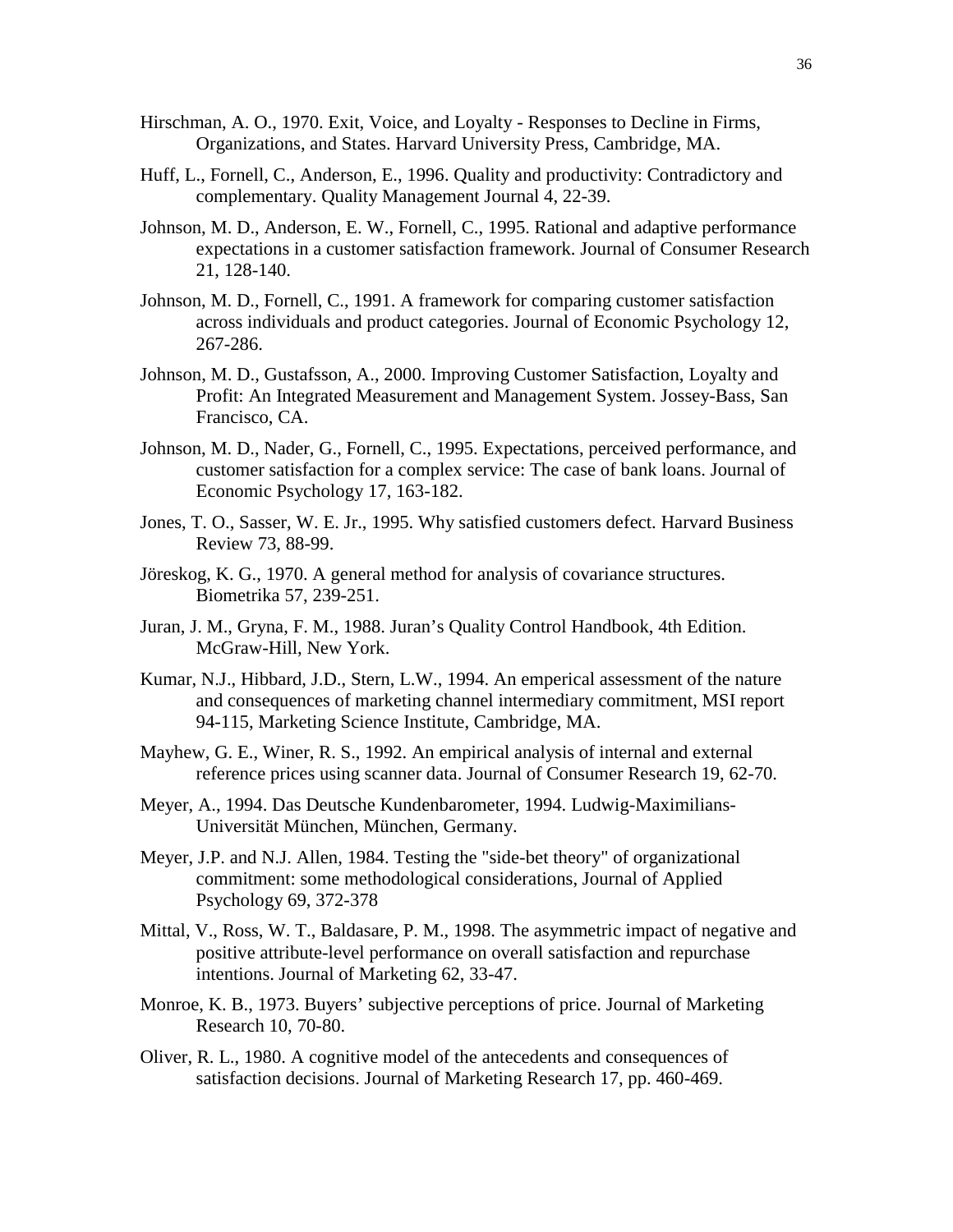Hirschman, A. O., 1970. Exit, Voice, and Loyalty - Responses to Decline in Firms, Organizations, and States. Harvard University Press, Cambridge, MA.

Huff, L., Fornell, C., Anderson, E., 1996. Quality and productivity: Contradictory and complementary. Quality Management Journal 4, 22-39.

Johnson, M. D., Anderson, E. W., Fornell, C., 1995. Rational and adaptive performance expectations in a customer satisfaction framework. Journal of Consumer Research 21, 128-140.

Johnson, M. D., Fornell, C., 1991. A framework for comparing customer satisfaction across individuals and product categories. Journal of Economic Psychology 12, 267-286.

Johnson, M. D., Gustafsson, A., 2000. Improving Customer Satisfaction, Loyalty and Profit: An Integrated Measurement and Management System. Jossey-Bass, San Francisco, CA.

Johnson, M. D., Nader, G., Fornell, C., 1995. Expectations, perceived performance, and customer satisfaction for a complex service: The case of bank loans. Journal of Economic Psychology 17, 163-182.

Jones, T. O., Sasser, W. E. Jr., 1995. Why satisfied customers defect. Harvard Business Review 73, 88-99.

Jöreskog, K. G., 1970. A general method for analysis of covariance structures. Biometrika 57, 239-251.

Juran, J. M., Gryna, F. M., 1988. Juran's Quality Control Handbook, 4th Edition. McGraw-Hill, New York.

Kumar, N.J., Hibbard, J.D., Stern, L.W., 1994. An emperical assessment of the nature and consequences of marketing channel intermediary commitment, MSI report 94-115, Marketing Science Institute, Cambridge, MA.

Mayhew, G. E., Winer, R. S., 1992. An empirical analysis of internal and external reference prices using scanner data. Journal of Consumer Research 19, 62-70.

Meyer, A., 1994. Das Deutsche Kundenbarometer, 1994. Ludwig-Maximilians-Universität München, München, Germany.

Meyer, J.P. and N.J. Allen, 1984. Testing the "side-bet theory" of organizational commitment: some methodological considerations, Journal of Applied Psychology 69, 372-378

Mittal, V., Ross, W. T., Baldasare, P. M., 1998. The asymmetric impact of negative and positive attribute-level performance on overall satisfaction and repurchase intentions. Journal of Marketing 62, 33-47.

Monroe, K. B., 1973. Buyers' subjective perceptions of price. Journal of Marketing Research 10, 70-80.

Oliver, R. L., 1980. A cognitive model of the antecedents and consequences of satisfaction decisions. Journal of Marketing Research 17, pp. 460-469.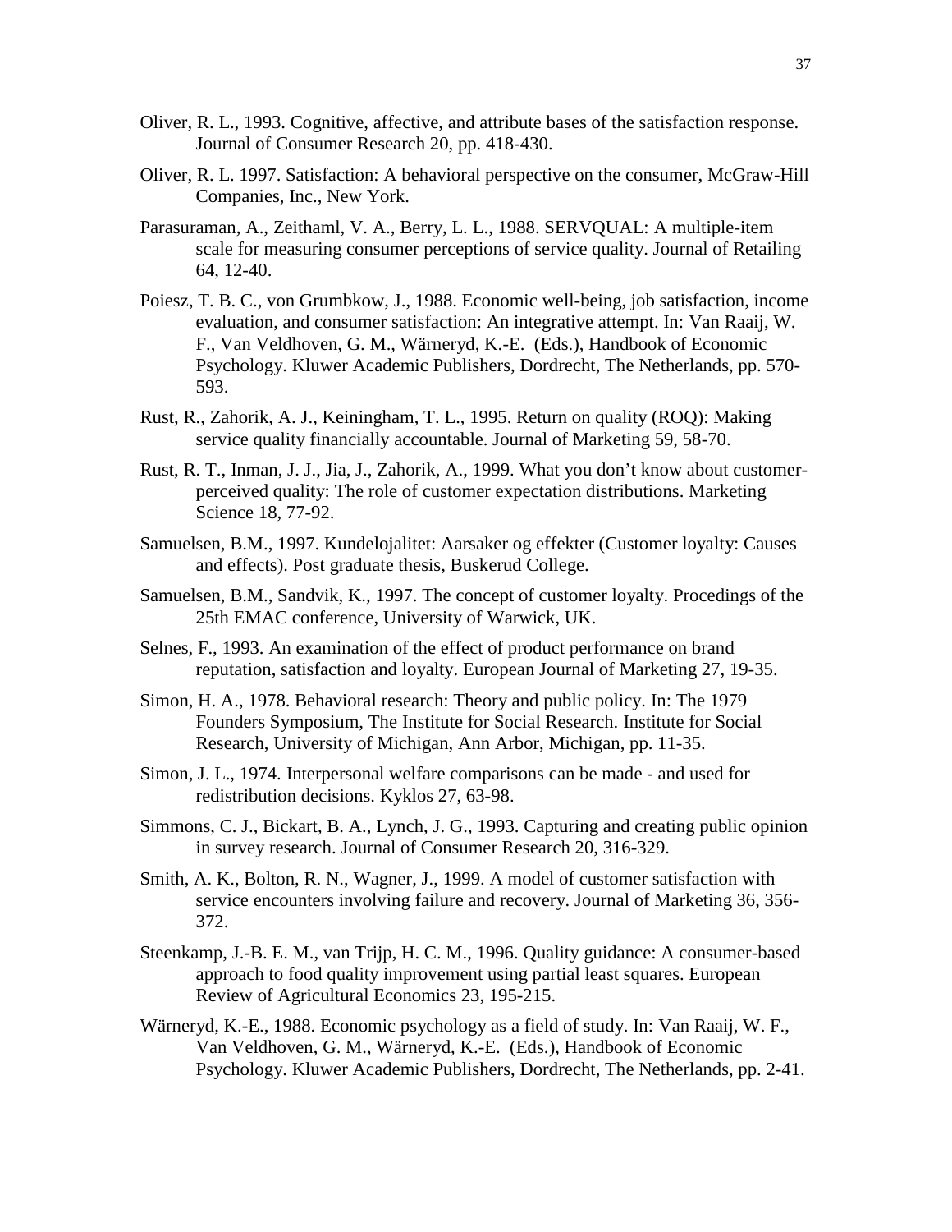Oliver, R. L., 1993. Cognitive, affective, and attribute bases of the satisfaction response. Journal of Consumer Research 20, pp. 418-430.

Oliver, R. L. 1997. Satisfaction: A behavioral perspective on the consumer, McGraw-Hill Companies, Inc., New York.

Parasuraman, A., Zeithaml, V. A., Berry, L. L., 1988. SERVQUAL: A multiple-item scale for measuring consumer perceptions of service quality. Journal of Retailing 64, 12-40.

Poiesz, T. B. C., von Grumbkow, J., 1988. Economic well-being, job satisfaction, income evaluation, and consumer satisfaction: An integrative attempt. In: Van Raaij, W. F., Van Veldhoven, G. M., Wärneryd, K.-E. (Eds.), Handbook of Economic Psychology. Kluwer Academic Publishers, Dordrecht, The Netherlands, pp. 570-593.

Rust, R., Zahorik, A. J., Keiningham, T. L., 1995. Return on quality (ROQ): Making service quality financially accountable. Journal of Marketing 59, 58-70.

Rust, R. T., Inman, J. J., Jia, J., Zahorik, A., 1999. What you don't know about customer-perceived quality: The role of customer expectation distributions. Marketing Science 18, 77-92.

Samuelsen, B.M., 1997. Kundelojalitet: Aarsaker og effekter (Customer loyalty: Causes and effects). Post graduate thesis, Buskerud College.

Samuelsen, B.M., Sandvik, K., 1997. The concept of customer loyalty. Procedings of the 25th EMAC conference, University of Warwick, UK.

Selnes, F., 1993. An examination of the effect of product performance on brand reputation, satisfaction and loyalty. European Journal of Marketing 27, 19-35.

Simon, H. A., 1978. Behavioral research: Theory and public policy. In: The 1979 Founders Symposium, The Institute for Social Research. Institute for Social Research, University of Michigan, Ann Arbor, Michigan, pp. 11-35.

Simon, J. L., 1974. Interpersonal welfare comparisons can be made - and used for redistribution decisions. Kyklos 27, 63-98.

Simmons, C. J., Bickart, B. A., Lynch, J. G., 1993. Capturing and creating public opinion in survey research. Journal of Consumer Research 20, 316-329.

Smith, A. K., Bolton, R. N., Wagner, J., 1999. A model of customer satisfaction with service encounters involving failure and recovery. Journal of Marketing 36, 356-372.

Steenkamp, J.-B. E. M., van Trijp, H. C. M., 1996. Quality guidance: A consumer-based approach to food quality improvement using partial least squares. European Review of Agricultural Economics 23, 195-215.

Wärneryd, K.-E., 1988. Economic psychology as a field of study. In: Van Raaij, W. F., Van Veldhoven, G. M., Wärneryd, K.-E. (Eds.), Handbook of Economic Psychology. Kluwer Academic Publishers, Dordrecht, The Netherlands, pp. 2-41.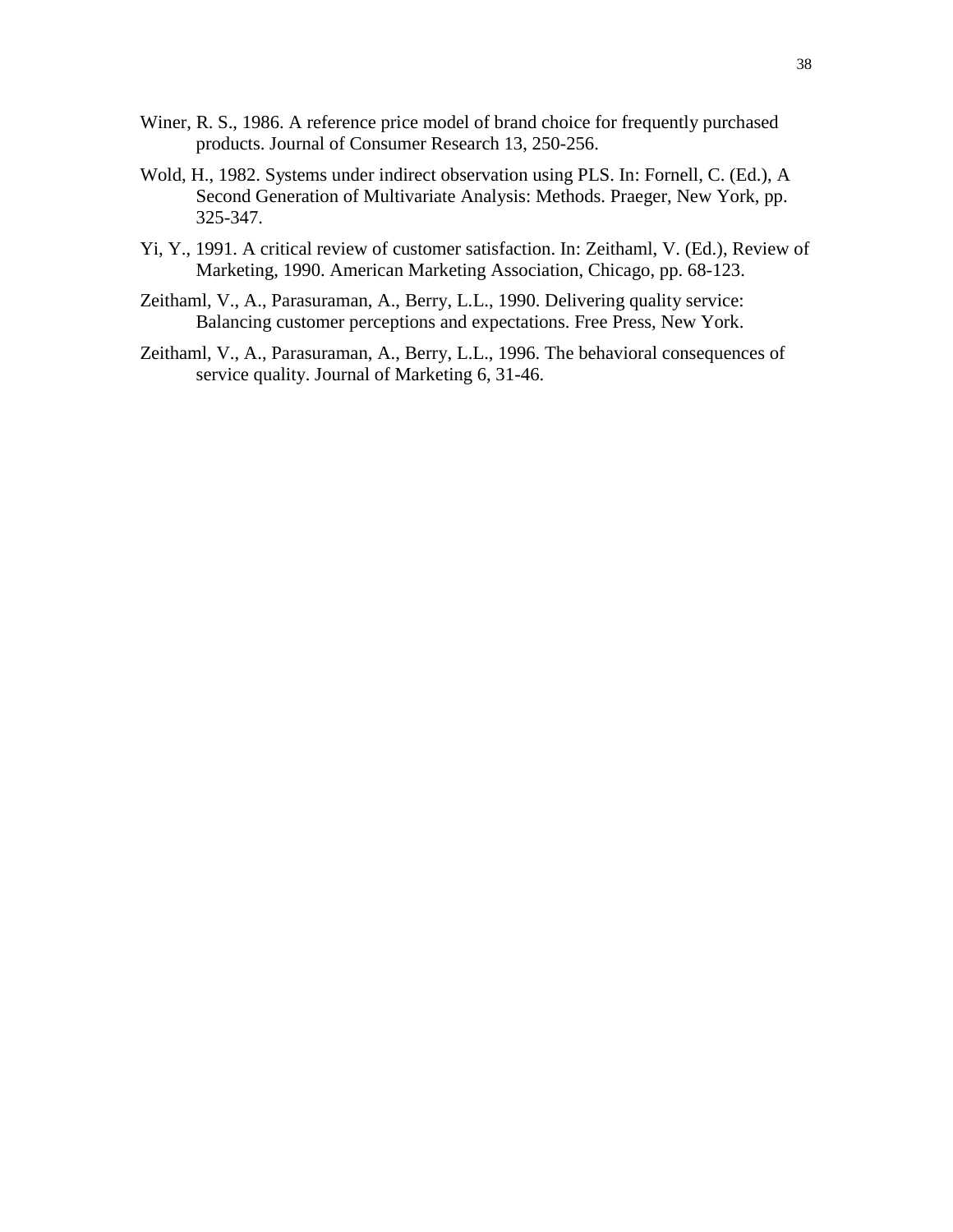Winer, R. S., 1986. A reference price model of brand choice for frequently purchased products. Journal of Consumer Research 13, 250-256.

Wold, H., 1982. Systems under indirect observation using PLS. In: Fornell, C. (Ed.), A Second Generation of Multivariate Analysis: Methods. Praeger, New York, pp. 325-347.

Yi, Y., 1991. A critical review of customer satisfaction. In: Zeithaml, V. (Ed.), Review of Marketing, 1990. American Marketing Association, Chicago, pp. 68-123.

Zeithaml, V., A., Parasuraman, A., Berry, L.L., 1990. Delivering quality service: Balancing customer perceptions and expectations. Free Press, New York.

Zeithaml, V., A., Parasuraman, A., Berry, L.L., 1996. The behavioral consequences of service quality. Journal of Marketing 6, 31-46.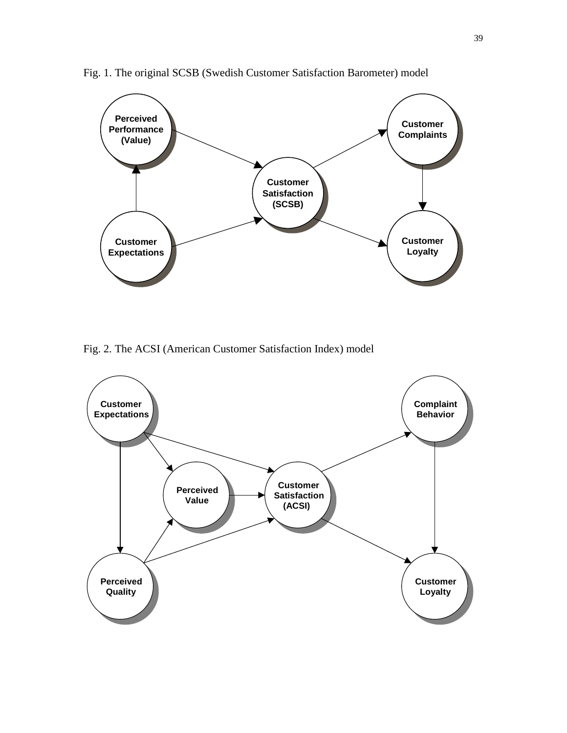Fig. 1. The original SCSB (Swedish Customer Satisfaction Barometer) model

Fig. 2. The ACSI (American Customer Satisfaction Index) model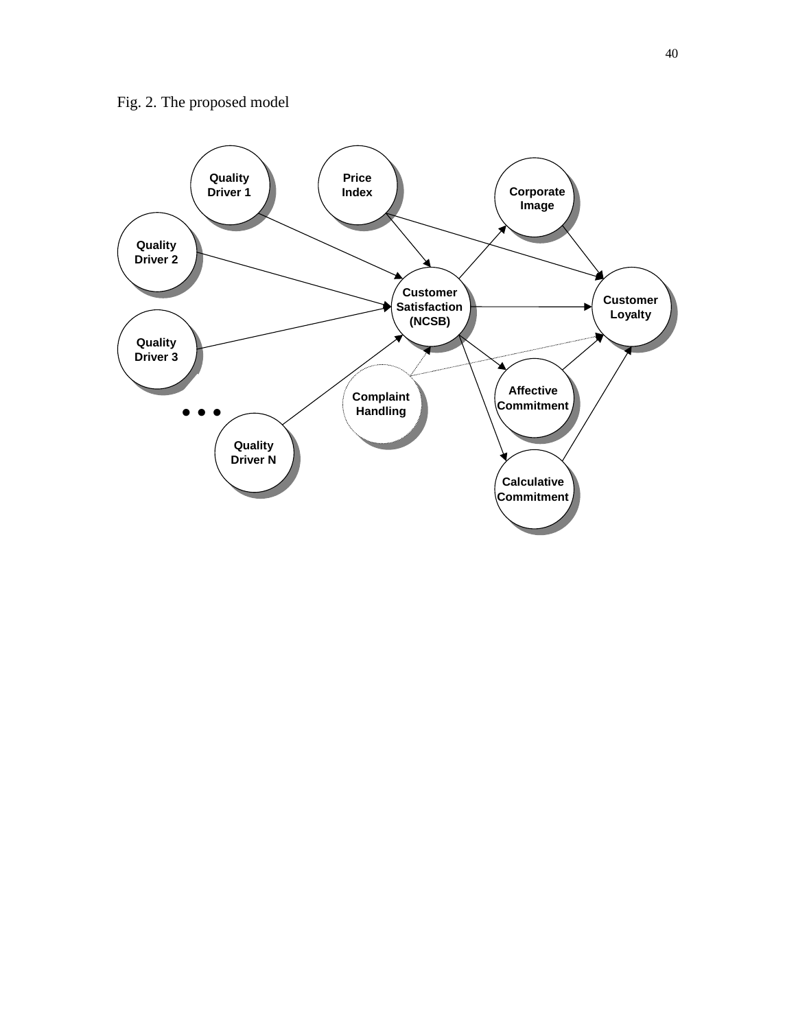Fig. 2. The proposed model

Quality Driver 1

Price Index

Corporate Image

Quality Driver 2

Customer Satisfaction (NCSB)

Customer Loyalty

Quality Driver 3

Complaint Handling

Affective Commitment

• • •

Quality Driver N

Calculative Commitment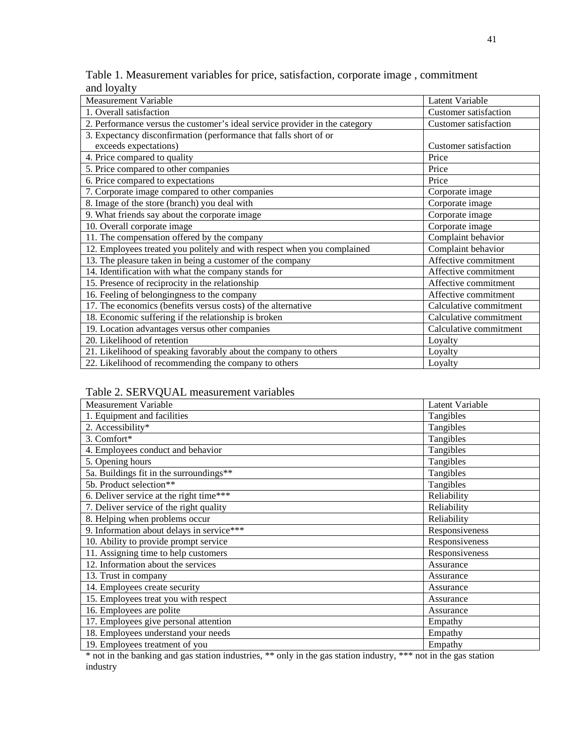Table 1. Measurement variables for price, satisfaction, corporate image , commitment and loyalty

| Measurement Variable | Latent Variable |
|---|---|
| 1. Overall satisfaction | Customer satisfaction |
| 2. Performance versus the customer's ideal service provider in the category | Customer satisfaction |
| 3. Expectancy disconfirmation (performance that falls short of or exceeds expectations) | Customer satisfaction |
| 4. Price compared to quality | Price |
| 5. Price compared to other companies | Price |
| 6. Price compared to expectations | Price |
| 7. Corporate image compared to other companies | Corporate image |
| 8. Image of the store (branch) you deal with | Corporate image |
| 9. What friends say about the corporate image | Corporate image |
| 10. Overall corporate image | Corporate image |
| 11. The compensation offered by the company | Complaint behavior |
| 12. Employees treated you politely and with respect when you complained | Complaint behavior |
| 13. The pleasure taken in being a customer of the company | Affective commitment |
| 14. Identification with what the company stands for | Affective commitment |
| 15. Presence of reciprocity in the relationship | Affective commitment |
| 16. Feeling of belongingness to the company | Affective commitment |
| 17. The economics (benefits versus costs) of the alternative | Calculative commitment |
| 18. Economic suffering if the relationship is broken | Calculative commitment |
| 19. Location advantages versus other companies | Calculative commitment |
| 20. Likelihood of retention | Loyalty |
| 21. Likelihood of speaking favorably about the company to others | Loyalty |
| 22. Likelihood of recommending the company to others | Loyalty |

Table 2. SERVQUAL measurement variables

| Measurement Variable | Latent Variable |
|---|---|
| 1. Equipment and facilities | Tangibles |
| 2. Accessibility* | Tangibles |
| 3. Comfort* | Tangibles |
| 4. Employees conduct and behavior | Tangibles |
| 5. Opening hours | Tangibles |
| 5a. Buildings fit in the surroundings** | Tangibles |
| 5b. Product selection** | Tangibles |
| 6. Deliver service at the right time*** | Reliability |
| 7. Deliver service of the right quality | Reliability |
| 8. Helping when problems occur | Reliability |
| 9. Information about delays in service*** | Responsiveness |
| 10. Ability to provide prompt service | Responsiveness |
| 11. Assigning time to help customers | Responsiveness |
| 12. Information about the services | Assurance |
| 13. Trust in company | Assurance |
| 14. Employees create security | Assurance |
| 15. Employees treat you with respect | Assurance |
| 16. Employees are polite | Assurance |
| 17. Employees give personal attention | Empathy |
| 18. Employees understand your needs | Empathy |
| 19. Employees treatment of you | Empathy |

* not in the banking and gas station industries, ** only in the gas station industry, *** not in the gas station industry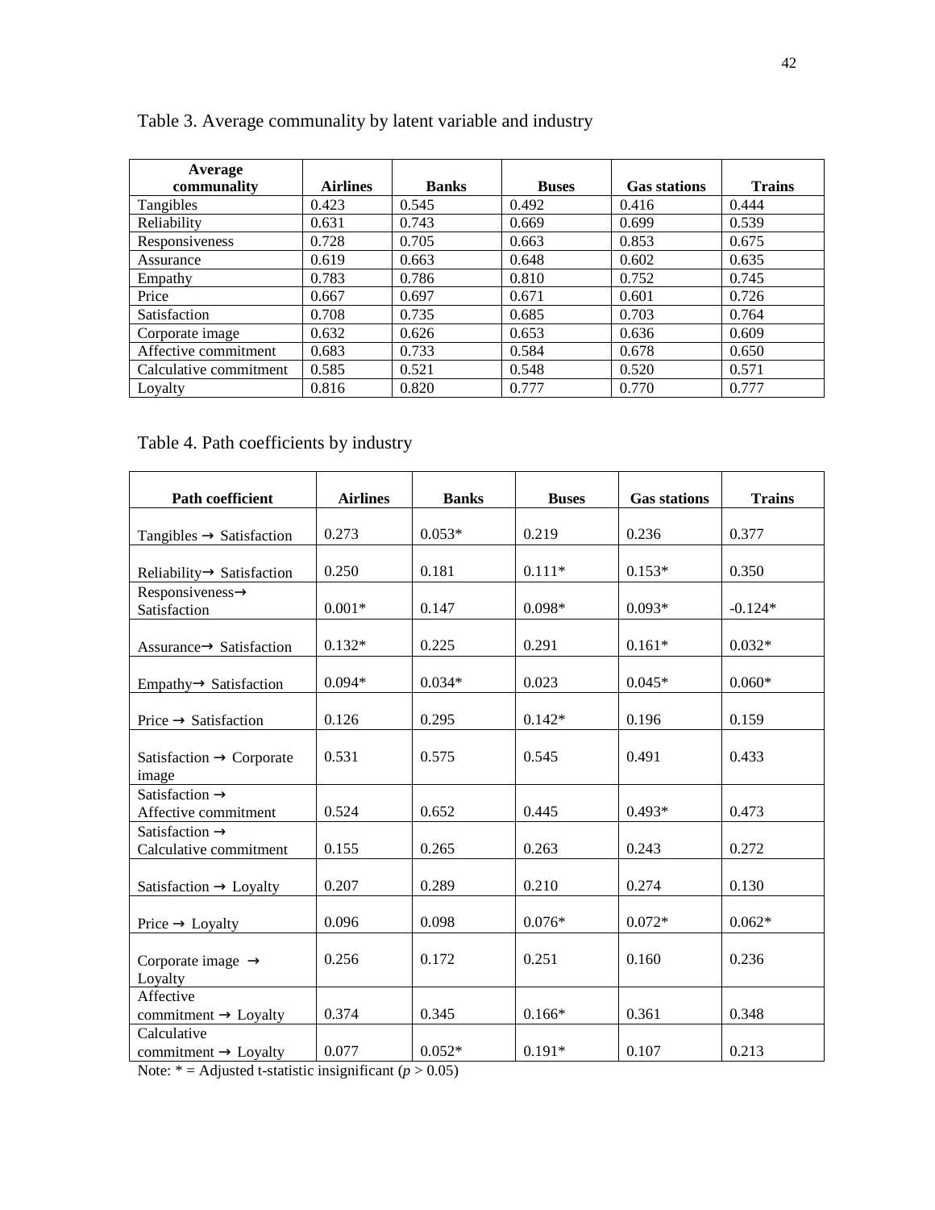Table 3. Average communality by latent variable and industry

| Average communality | Airlines | Banks | Buses | Gas stations | Trains |
|---|---|---|---|---|---|
| Tangibles | 0.423 | 0.545 | 0.492 | 0.416 | 0.444 |
| Reliability | 0.631 | 0.743 | 0.669 | 0.699 | 0.539 |
| Responsiveness | 0.728 | 0.705 | 0.663 | 0.853 | 0.675 |
| Assurance | 0.619 | 0.663 | 0.648 | 0.602 | 0.635 |
| Empathy | 0.783 | 0.786 | 0.810 | 0.752 | 0.745 |
| Price | 0.667 | 0.697 | 0.671 | 0.601 | 0.726 |
| Satisfaction | 0.708 | 0.735 | 0.685 | 0.703 | 0.764 |
| Corporate image | 0.632 | 0.626 | 0.653 | 0.636 | 0.609 |
| Affective commitment | 0.683 | 0.733 | 0.584 | 0.678 | 0.650 |
| Calculative commitment | 0.585 | 0.521 | 0.548 | 0.520 | 0.571 |
| Loyalty | 0.816 | 0.820 | 0.777 | 0.770 | 0.777 |

Table 4. Path coefficients by industry

| Path coefficient | Airlines | Banks | Buses | Gas stations | Trains |
|---|---|---|---|---|---|
| Tangibles → Satisfaction | 0.273 | 0.053* | 0.219 | 0.236 | 0.377 |
| Reliability→ Satisfaction | 0.250 | 0.181 | 0.111* | 0.153* | 0.350 |
| Responsiveness→ Satisfaction | 0.001* | 0.147 | 0.098* | 0.093* | -0.124* |
| Assurance→ Satisfaction | 0.132* | 0.225 | 0.291 | 0.161* | 0.032* |
| Empathy→ Satisfaction | 0.094* | 0.034* | 0.023 | 0.045* | 0.060* |
| Price → Satisfaction | 0.126 | 0.295 | 0.142* | 0.196 | 0.159 |
| Satisfaction → Corporate image | 0.531 | 0.575 | 0.545 | 0.491 | 0.433 |
| Satisfaction → Affective commitment | 0.524 | 0.652 | 0.445 | 0.493* | 0.473 |
| Satisfaction → Calculative commitment | 0.155 | 0.265 | 0.263 | 0.243 | 0.272 |
| Satisfaction → Loyalty | 0.207 | 0.289 | 0.210 | 0.274 | 0.130 |
| Price → Loyalty | 0.096 | 0.098 | 0.076* | 0.072* | 0.062* |
| Corporate image → Loyalty | 0.256 | 0.172 | 0.251 | 0.160 | 0.236 |
| Affective commitment → Loyalty | 0.374 | 0.345 | 0.166* | 0.361 | 0.348 |
| Calculative commitment → Loyalty | 0.077 | 0.052* | 0.191* | 0.107 | 0.213 |

Note: * = Adjusted t-statistic insignificant ($p > 0.05$)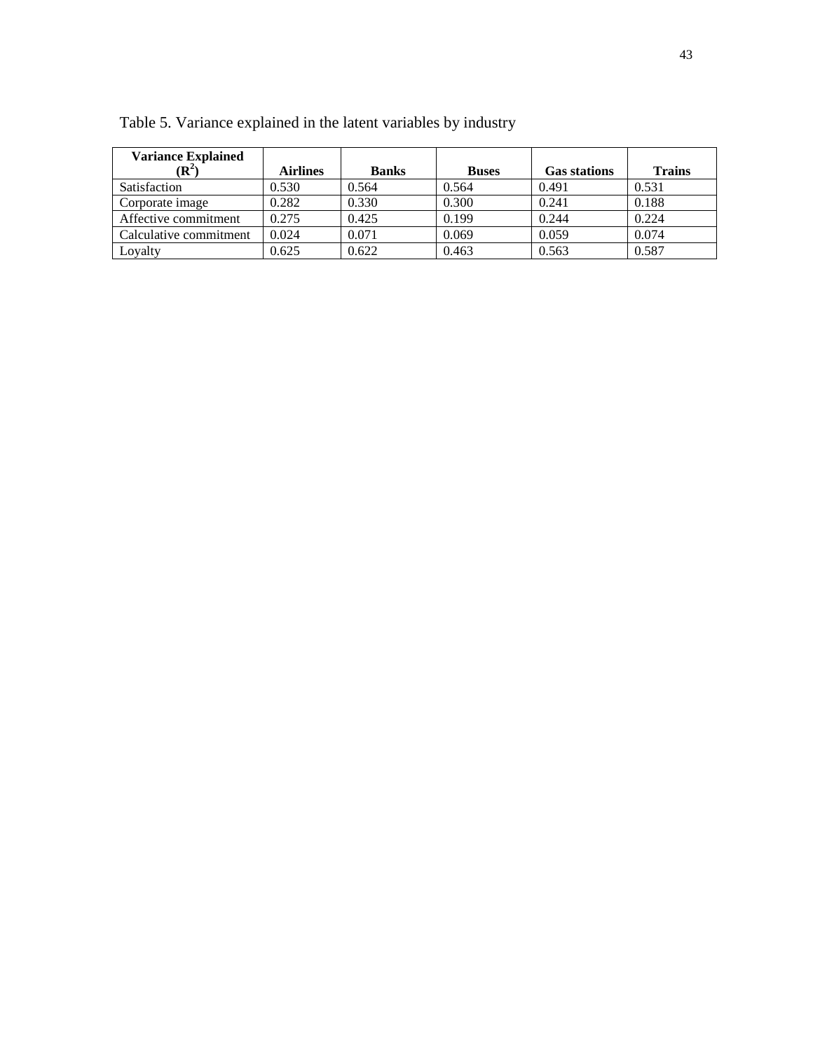Table 5. Variance explained in the latent variables by industry

| Variance Explained ($R^2$) | Airlines | Banks | Buses | Gas stations | Trains |
|---|---|---|---|---|---|
| Satisfaction | 0.530 | 0.564 | 0.564 | 0.491 | 0.531 |
| Corporate image | 0.282 | 0.330 | 0.300 | 0.241 | 0.188 |
| Affective commitment | 0.275 | 0.425 | 0.199 | 0.244 | 0.224 |
| Calculative commitment | 0.024 | 0.071 | 0.069 | 0.059 | 0.074 |
| Loyalty | 0.625 | 0.622 | 0.463 | 0.563 | 0.587 |